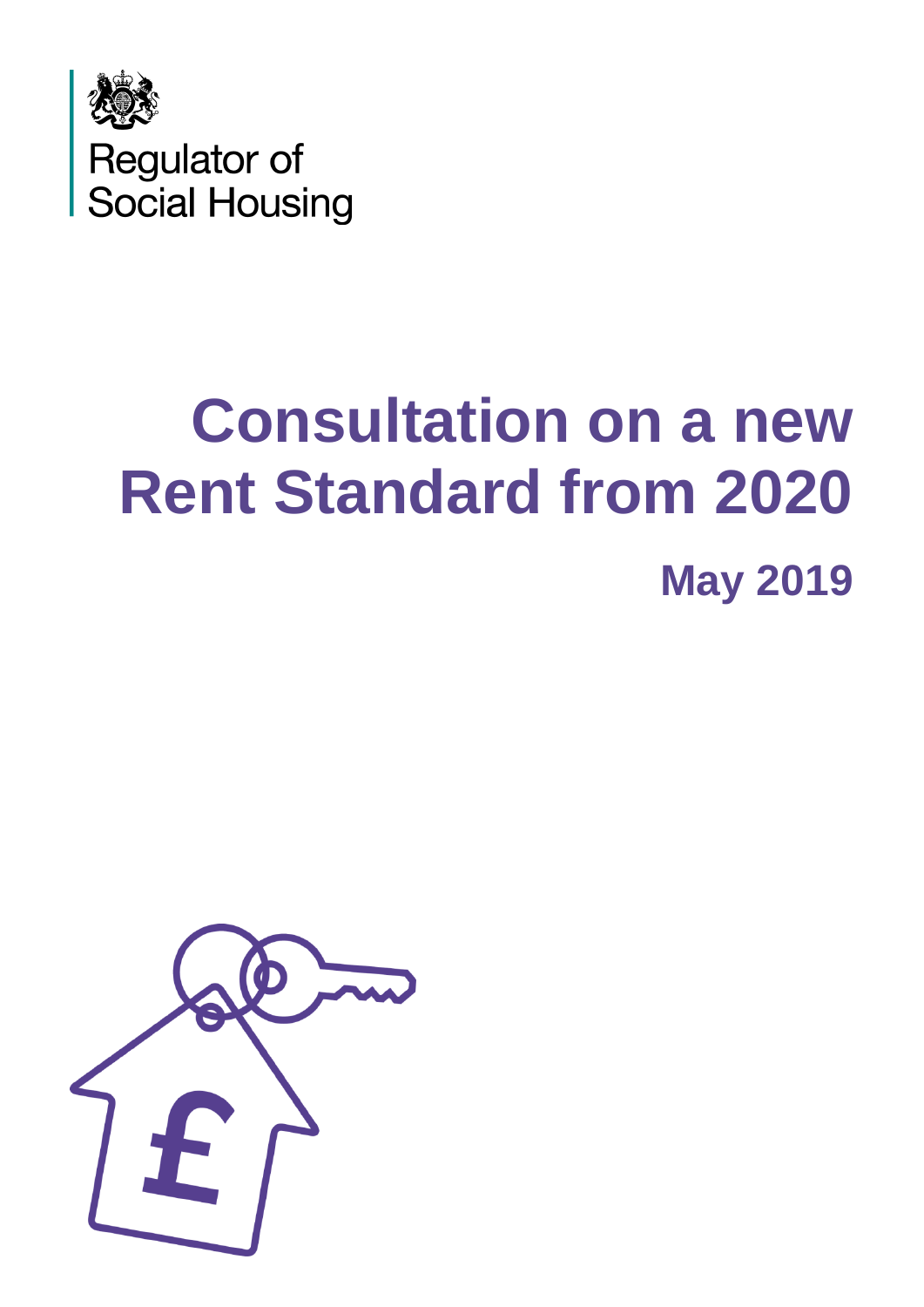Regulator of Social Housing

# Consultation on a new Rent Standard from 2020

**May 2019**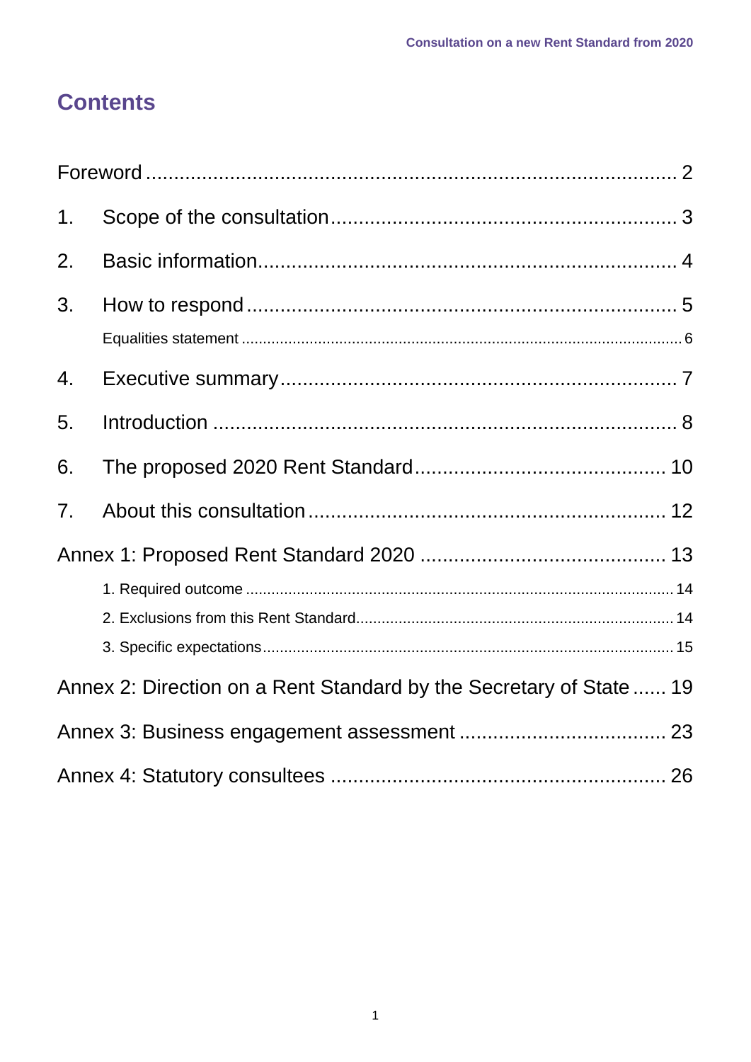# Contents

Foreword ..................................................................................... 2

1. Scope of the consultation ............................................................. 3

2. Basic information ......................................................................... 4

3. How to respond ........................................................................... 5

   Equalities statement ..................................................................... 6

4. Executive summary ...................................................................... 7

5. Introduction ................................................................................. 8

6. The proposed 2020 Rent Standard ............................................... 10

7. About this consultation ................................................................ 12

Annex 1: Proposed Rent Standard 2020 ........................................... 13

   1. Required outcome .................................................................... 14

   2. Exclusions from this Rent Standard .......................................... 14

   3. Specific expectations ................................................................ 15

Annex 2: Direction on a Rent Standard by the Secretary of State ...... 19

Annex 3: Business engagement assessment ..................................... 23

Annex 4: Statutory consultees .......................................................... 26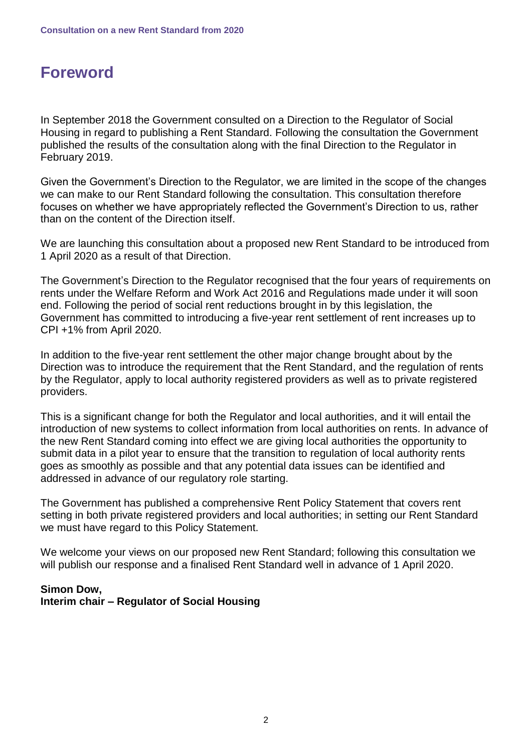# Foreword

In September 2018 the Government consulted on a Direction to the Regulator of Social Housing in regard to publishing a Rent Standard. Following the consultation the Government published the results of the consultation along with the final Direction to the Regulator in February 2019.

Given the Government's Direction to the Regulator, we are limited in the scope of the changes we can make to our Rent Standard following the consultation. This consultation therefore focuses on whether we have appropriately reflected the Government's Direction to us, rather than on the content of the Direction itself.

We are launching this consultation about a proposed new Rent Standard to be introduced from 1 April 2020 as a result of that Direction.

The Government's Direction to the Regulator recognised that the four years of requirements on rents under the Welfare Reform and Work Act 2016 and Regulations made under it will soon end. Following the period of social rent reductions brought in by this legislation, the Government has committed to introducing a five-year rent settlement of rent increases up to CPI +1% from April 2020.

In addition to the five-year rent settlement the other major change brought about by the Direction was to introduce the requirement that the Rent Standard, and the regulation of rents by the Regulator, apply to local authority registered providers as well as to private registered providers.

This is a significant change for both the Regulator and local authorities, and it will entail the introduction of new systems to collect information from local authorities on rents. In advance of the new Rent Standard coming into effect we are giving local authorities the opportunity to submit data in a pilot year to ensure that the transition to regulation of local authority rents goes as smoothly as possible and that any potential data issues can be identified and addressed in advance of our regulatory role starting.

The Government has published a comprehensive Rent Policy Statement that covers rent setting in both private registered providers and local authorities; in setting our Rent Standard we must have regard to this Policy Statement.

We welcome your views on our proposed new Rent Standard; following this consultation we will publish our response and a finalised Rent Standard well in advance of 1 April 2020.

**Simon Dow,**
**Interim chair – Regulator of Social Housing**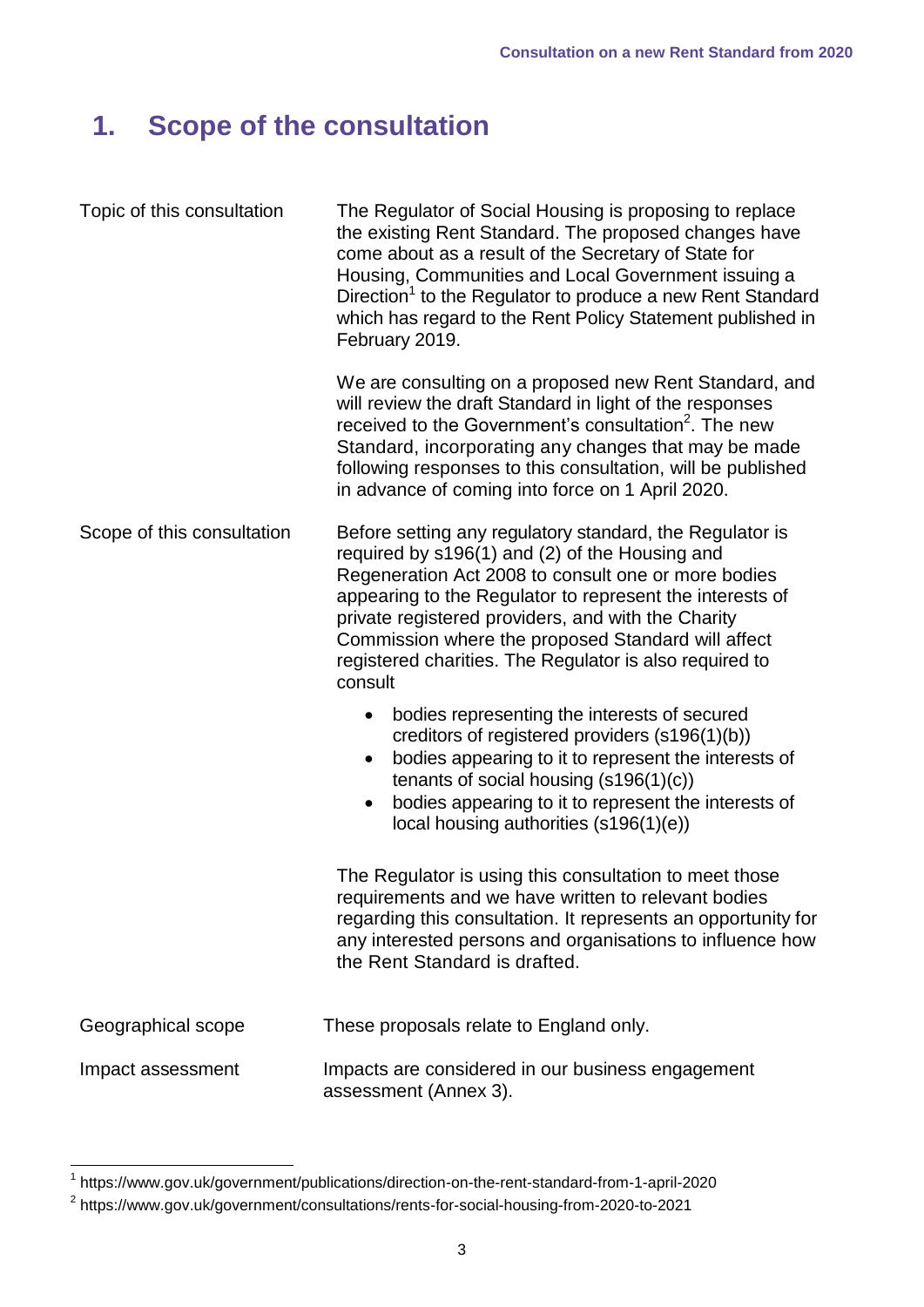# 1. Scope of the consultation

| | |
|---|---|
| Topic of this consultation | The Regulator of Social Housing is proposing to replace the existing Rent Standard. The proposed changes have come about as a result of the Secretary of State for Housing, Communities and Local Government issuing a Direction[1] to the Regulator to produce a new Rent Standard which has regard to the Rent Policy Statement published in February 2019.<br><br>We are consulting on a proposed new Rent Standard, and will review the draft Standard in light of the responses received to the Government's consultation[2]. The new Standard, incorporating any changes that may be made following responses to this consultation, will be published in advance of coming into force on 1 April 2020. |
| Scope of this consultation | Before setting any regulatory standard, the Regulator is required by s196(1) and (2) of the Housing and Regeneration Act 2008 to consult one or more bodies appearing to the Regulator to represent the interests of private registered providers, and with the Charity Commission where the proposed Standard will affect registered charities. The Regulator is also required to consult<br><br>• bodies representing the interests of secured creditors of registered providers (s196(1)(b))<br>• bodies appearing to it to represent the interests of tenants of social housing (s196(1)(c))<br>• bodies appearing to it to represent the interests of local housing authorities (s196(1)(e))<br><br>The Regulator is using this consultation to meet those requirements and we have written to relevant bodies regarding this consultation. It represents an opportunity for any interested persons and organisations to influence how the Rent Standard is drafted. |
| Geographical scope | These proposals relate to England only. |
| Impact assessment | Impacts are considered in our business engagement assessment (Annex 3). |

[1] https://www.gov.uk/government/publications/direction-on-the-rent-standard-from-1-april-2020

[2] https://www.gov.uk/government/consultations/rents-for-social-housing-from-2020-to-2021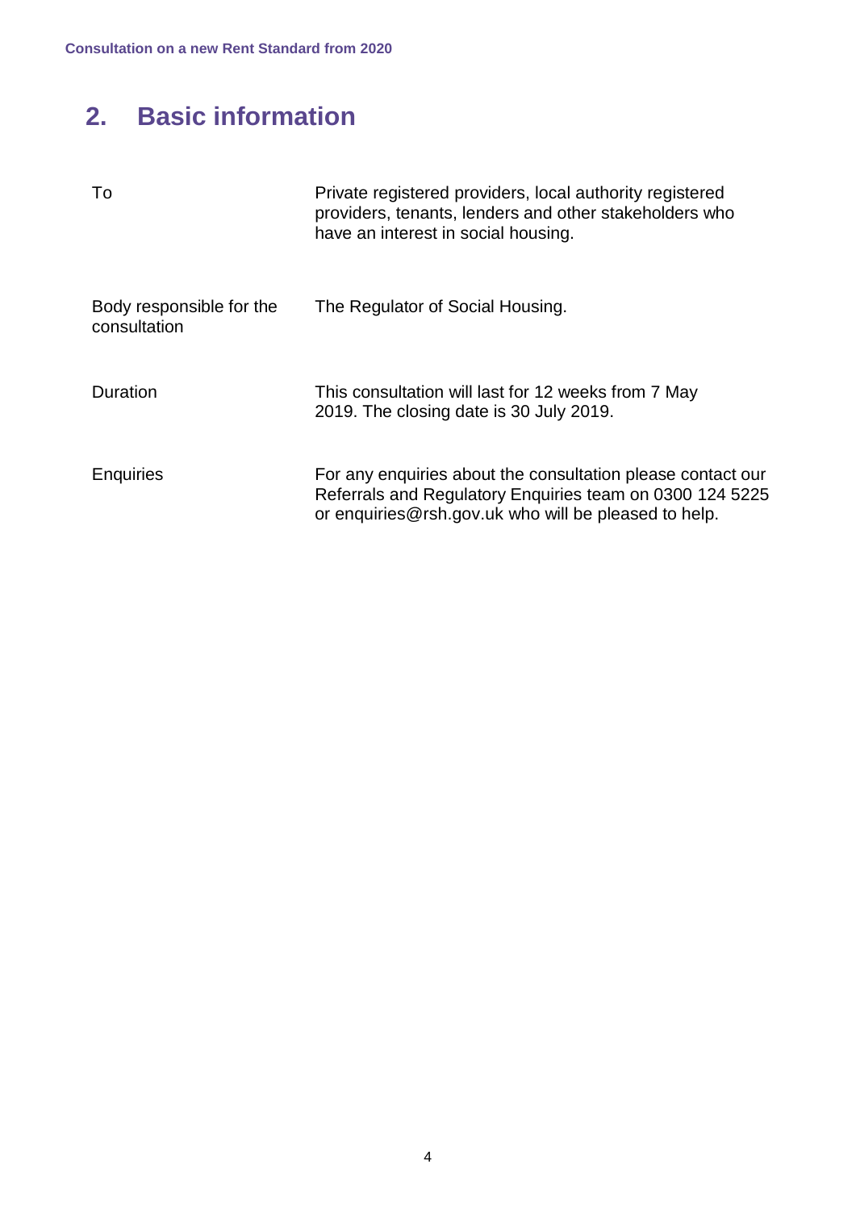## 2. Basic information

| | |
|---|---|
| To | Private registered providers, local authority registered providers, tenants, lenders and other stakeholders who have an interest in social housing. |
| Body responsible for the consultation | The Regulator of Social Housing. |
| Duration | This consultation will last for 12 weeks from 7 May 2019. The closing date is 30 July 2019. |
| Enquiries | For any enquiries about the consultation please contact our Referrals and Regulatory Enquiries team on 0300 124 5225 or enquiries@rsh.gov.uk who will be pleased to help. |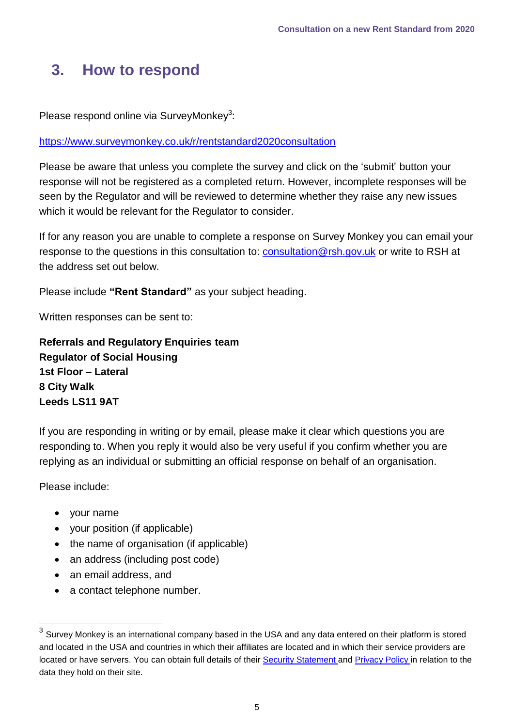# 3. How to respond

Please respond online via SurveyMonkey[3]:

https://www.surveymonkey.co.uk/r/rentstandard2020consultation

Please be aware that unless you complete the survey and click on the 'submit' button your response will not be registered as a completed return. However, incomplete responses will be seen by the Regulator and will be reviewed to determine whether they raise any new issues which it would be relevant for the Regulator to consider.

If for any reason you are unable to complete a response on Survey Monkey you can email your response to the questions in this consultation to: consultation@rsh.gov.uk or write to RSH at the address set out below.

Please include **"Rent Standard"** as your subject heading.

Written responses can be sent to:

**Referrals and Regulatory Enquiries team**
**Regulator of Social Housing**
**1st Floor – Lateral**
**8 City Walk**
**Leeds LS11 9AT**

If you are responding in writing or by email, please make it clear which questions you are responding to. When you reply it would also be very useful if you confirm whether you are replying as an individual or submitting an official response on behalf of an organisation.

Please include:

- your name
- your position (if applicable)
- the name of organisation (if applicable)
- an address (including post code)
- an email address, and
- a contact telephone number.

[3] Survey Monkey is an international company based in the USA and any data entered on their platform is stored and located in the USA and countries in which their affiliates are located and in which their service providers are located or have servers. You can obtain full details of their Security Statement and Privacy Policy in relation to the data they hold on their site.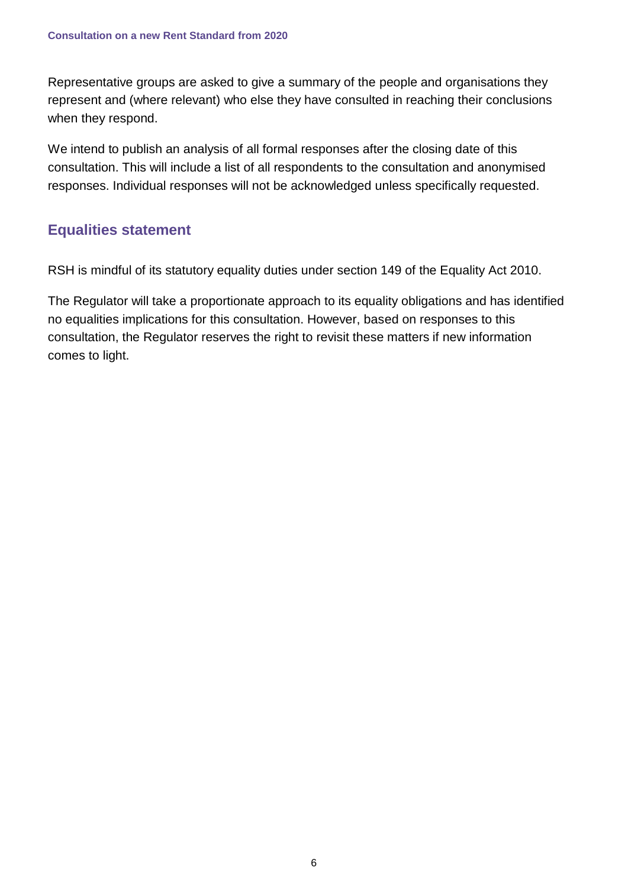Representative groups are asked to give a summary of the people and organisations they represent and (where relevant) who else they have consulted in reaching their conclusions when they respond.

We intend to publish an analysis of all formal responses after the closing date of this consultation. This will include a list of all respondents to the consultation and anonymised responses. Individual responses will not be acknowledged unless specifically requested.

## Equalities statement

RSH is mindful of its statutory equality duties under section 149 of the Equality Act 2010.

The Regulator will take a proportionate approach to its equality obligations and has identified no equalities implications for this consultation. However, based on responses to this consultation, the Regulator reserves the right to revisit these matters if new information comes to light.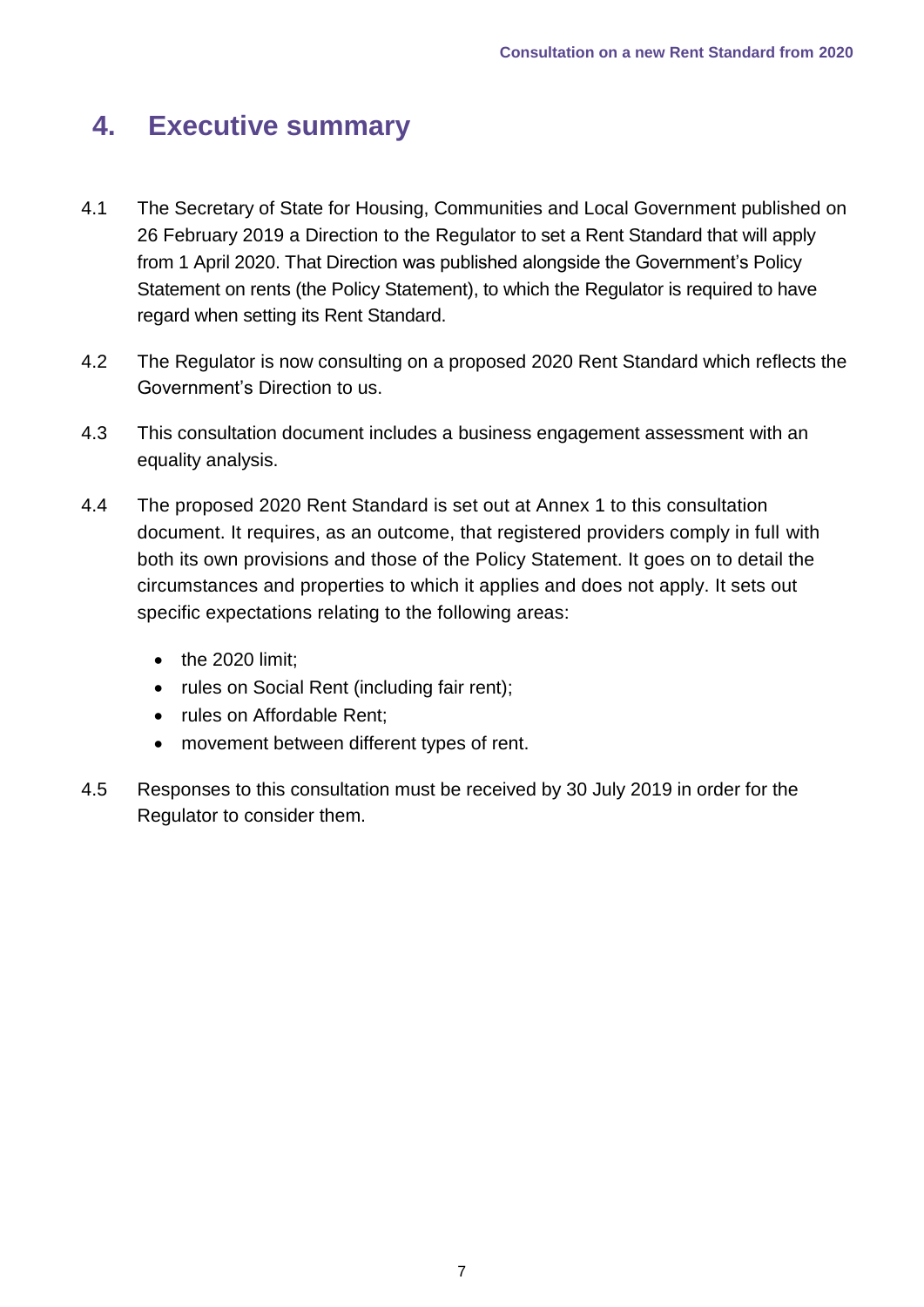# 4. Executive summary

4.1 The Secretary of State for Housing, Communities and Local Government published on 26 February 2019 a Direction to the Regulator to set a Rent Standard that will apply from 1 April 2020. That Direction was published alongside the Government's Policy Statement on rents (the Policy Statement), to which the Regulator is required to have regard when setting its Rent Standard.

4.2 The Regulator is now consulting on a proposed 2020 Rent Standard which reflects the Government's Direction to us.

4.3 This consultation document includes a business engagement assessment with an equality analysis.

4.4 The proposed 2020 Rent Standard is set out at Annex 1 to this consultation document. It requires, as an outcome, that registered providers comply in full with both its own provisions and those of the Policy Statement. It goes on to detail the circumstances and properties to which it applies and does not apply. It sets out specific expectations relating to the following areas:

- the 2020 limit;
- rules on Social Rent (including fair rent);
- rules on Affordable Rent;
- movement between different types of rent.

4.5 Responses to this consultation must be received by 30 July 2019 in order for the Regulator to consider them.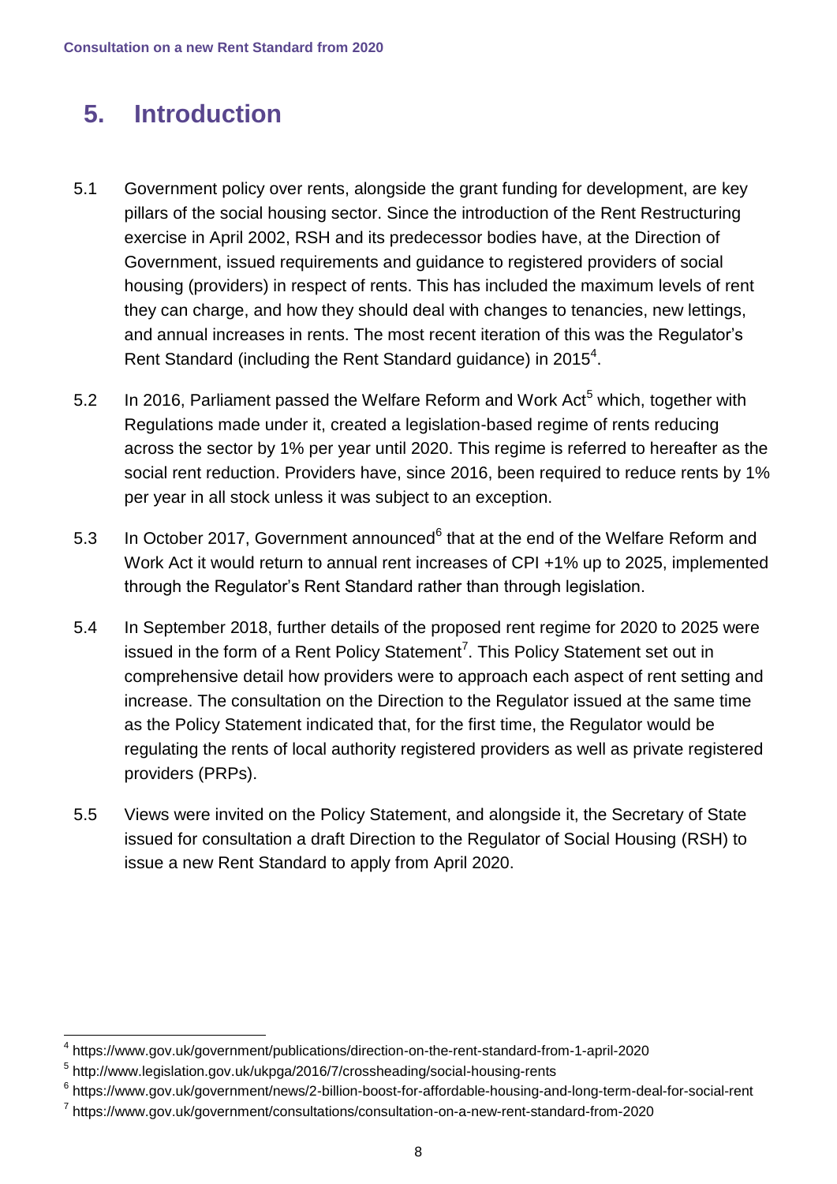# 5. Introduction

5.1 Government policy over rents, alongside the grant funding for development, are key pillars of the social housing sector. Since the introduction of the Rent Restructuring exercise in April 2002, RSH and its predecessor bodies have, at the Direction of Government, issued requirements and guidance to registered providers of social housing (providers) in respect of rents. This has included the maximum levels of rent they can charge, and how they should deal with changes to tenancies, new lettings, and annual increases in rents. The most recent iteration of this was the Regulator's Rent Standard (including the Rent Standard guidance) in 2015[4].

5.2 In 2016, Parliament passed the Welfare Reform and Work Act[5] which, together with Regulations made under it, created a legislation-based regime of rents reducing across the sector by 1% per year until 2020. This regime is referred to hereafter as the social rent reduction. Providers have, since 2016, been required to reduce rents by 1% per year in all stock unless it was subject to an exception.

5.3 In October 2017, Government announced[6] that at the end of the Welfare Reform and Work Act it would return to annual rent increases of CPI +1% up to 2025, implemented through the Regulator's Rent Standard rather than through legislation.

5.4 In September 2018, further details of the proposed rent regime for 2020 to 2025 were issued in the form of a Rent Policy Statement[7]. This Policy Statement set out in comprehensive detail how providers were to approach each aspect of rent setting and increase. The consultation on the Direction to the Regulator issued at the same time as the Policy Statement indicated that, for the first time, the Regulator would be regulating the rents of local authority registered providers as well as private registered providers (PRPs).

5.5 Views were invited on the Policy Statement, and alongside it, the Secretary of State issued for consultation a draft Direction to the Regulator of Social Housing (RSH) to issue a new Rent Standard to apply from April 2020.

---

[4] https://www.gov.uk/government/publications/direction-on-the-rent-standard-from-1-april-2020

[5] http://www.legislation.gov.uk/ukpga/2016/7/crossheading/social-housing-rents

[6] https://www.gov.uk/government/news/2-billion-boost-for-affordable-housing-and-long-term-deal-for-social-rent

[7] https://www.gov.uk/government/consultations/consultation-on-a-new-rent-standard-from-2020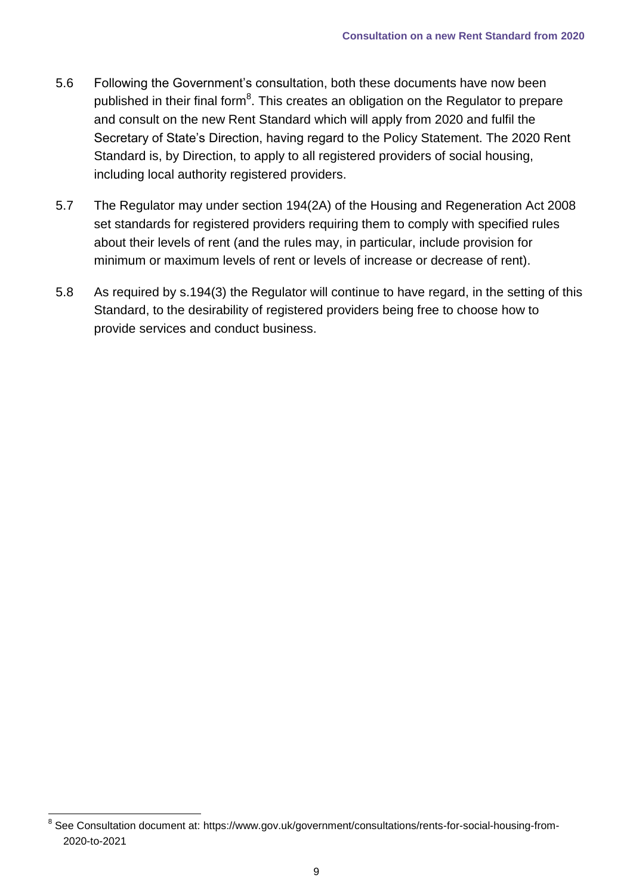5.6 Following the Government's consultation, both these documents have now been published in their final form[8]. This creates an obligation on the Regulator to prepare and consult on the new Rent Standard which will apply from 2020 and fulfil the Secretary of State's Direction, having regard to the Policy Statement. The 2020 Rent Standard is, by Direction, to apply to all registered providers of social housing, including local authority registered providers.

5.7 The Regulator may under section 194(2A) of the Housing and Regeneration Act 2008 set standards for registered providers requiring them to comply with specified rules about their levels of rent (and the rules may, in particular, include provision for minimum or maximum levels of rent or levels of increase or decrease of rent).

5.8 As required by s.194(3) the Regulator will continue to have regard, in the setting of this Standard, to the desirability of registered providers being free to choose how to provide services and conduct business.

---

[8] See Consultation document at: https://www.gov.uk/government/consultations/rents-for-social-housing-from-2020-to-2021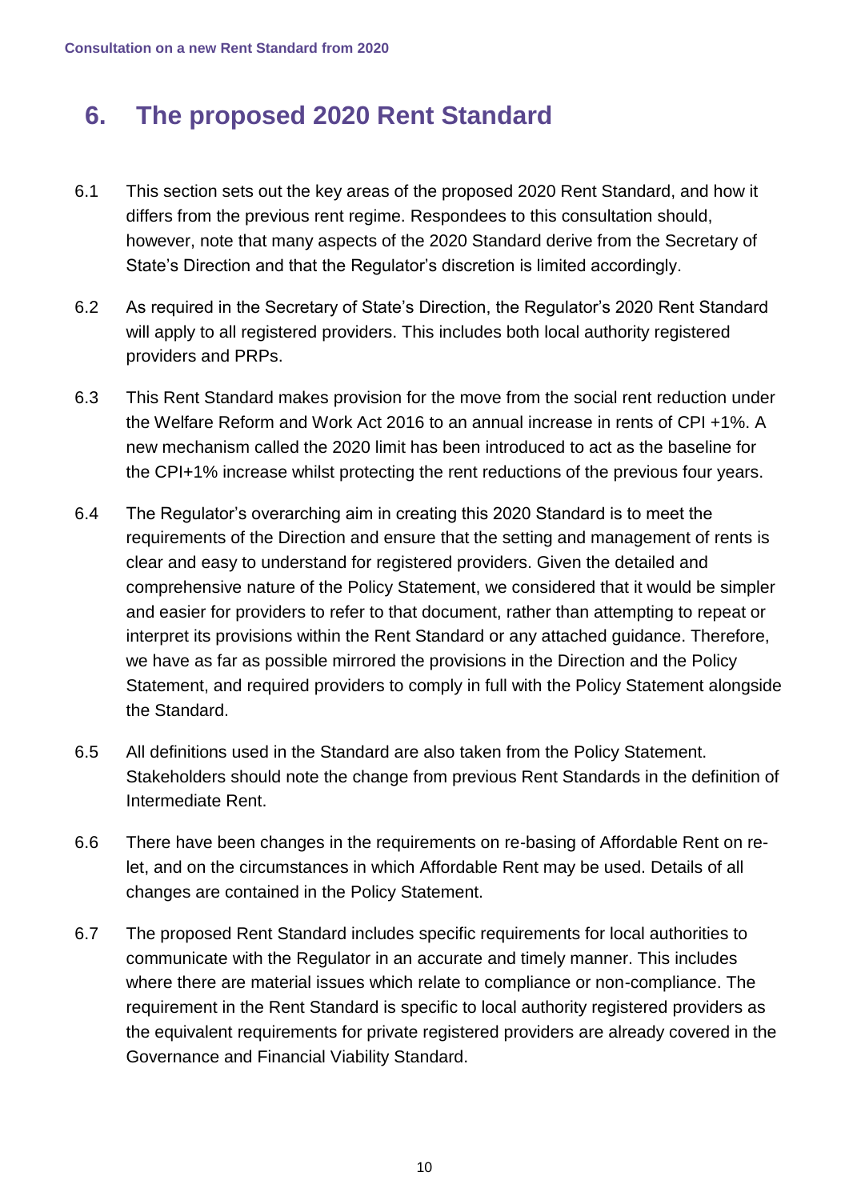## 6. The proposed 2020 Rent Standard

6.1 This section sets out the key areas of the proposed 2020 Rent Standard, and how it differs from the previous rent regime. Respondees to this consultation should, however, note that many aspects of the 2020 Standard derive from the Secretary of State's Direction and that the Regulator's discretion is limited accordingly.

6.2 As required in the Secretary of State's Direction, the Regulator's 2020 Rent Standard will apply to all registered providers. This includes both local authority registered providers and PRPs.

6.3 This Rent Standard makes provision for the move from the social rent reduction under the Welfare Reform and Work Act 2016 to an annual increase in rents of CPI +1%. A new mechanism called the 2020 limit has been introduced to act as the baseline for the CPI+1% increase whilst protecting the rent reductions of the previous four years.

6.4 The Regulator's overarching aim in creating this 2020 Standard is to meet the requirements of the Direction and ensure that the setting and management of rents is clear and easy to understand for registered providers. Given the detailed and comprehensive nature of the Policy Statement, we considered that it would be simpler and easier for providers to refer to that document, rather than attempting to repeat or interpret its provisions within the Rent Standard or any attached guidance. Therefore, we have as far as possible mirrored the provisions in the Direction and the Policy Statement, and required providers to comply in full with the Policy Statement alongside the Standard.

6.5 All definitions used in the Standard are also taken from the Policy Statement. Stakeholders should note the change from previous Rent Standards in the definition of Intermediate Rent.

6.6 There have been changes in the requirements on re-basing of Affordable Rent on re-let, and on the circumstances in which Affordable Rent may be used. Details of all changes are contained in the Policy Statement.

6.7 The proposed Rent Standard includes specific requirements for local authorities to communicate with the Regulator in an accurate and timely manner. This includes where there are material issues which relate to compliance or non-compliance. The requirement in the Rent Standard is specific to local authority registered providers as the equivalent requirements for private registered providers are already covered in the Governance and Financial Viability Standard.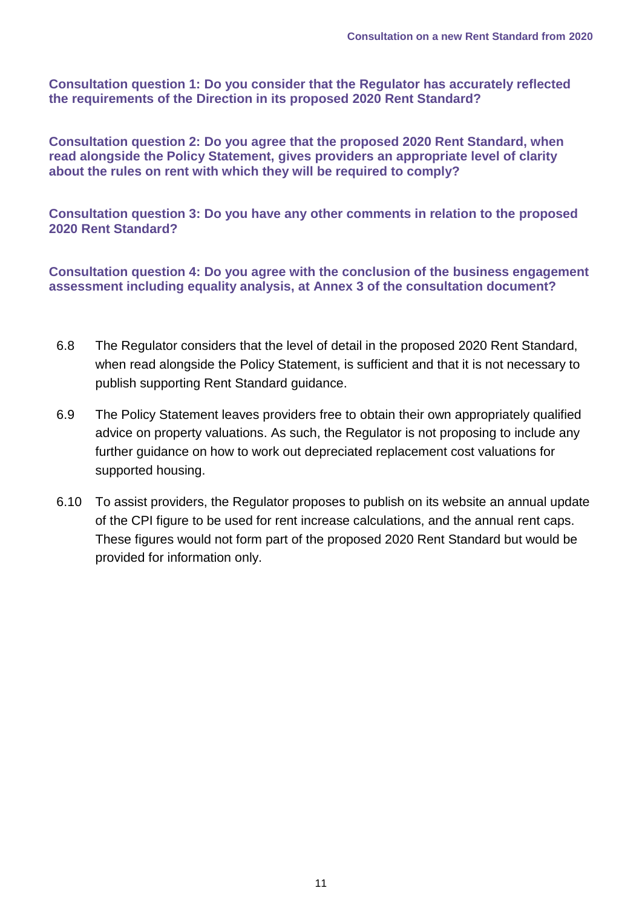**Consultation question 1: Do you consider that the Regulator has accurately reflected the requirements of the Direction in its proposed 2020 Rent Standard?**

**Consultation question 2: Do you agree that the proposed 2020 Rent Standard, when read alongside the Policy Statement, gives providers an appropriate level of clarity about the rules on rent with which they will be required to comply?**

**Consultation question 3: Do you have any other comments in relation to the proposed 2020 Rent Standard?**

**Consultation question 4: Do you agree with the conclusion of the business engagement assessment including equality analysis, at Annex 3 of the consultation document?**

6.8 The Regulator considers that the level of detail in the proposed 2020 Rent Standard, when read alongside the Policy Statement, is sufficient and that it is not necessary to publish supporting Rent Standard guidance.

6.9 The Policy Statement leaves providers free to obtain their own appropriately qualified advice on property valuations. As such, the Regulator is not proposing to include any further guidance on how to work out depreciated replacement cost valuations for supported housing.

6.10 To assist providers, the Regulator proposes to publish on its website an annual update of the CPI figure to be used for rent increase calculations, and the annual rent caps. These figures would not form part of the proposed 2020 Rent Standard but would be provided for information only.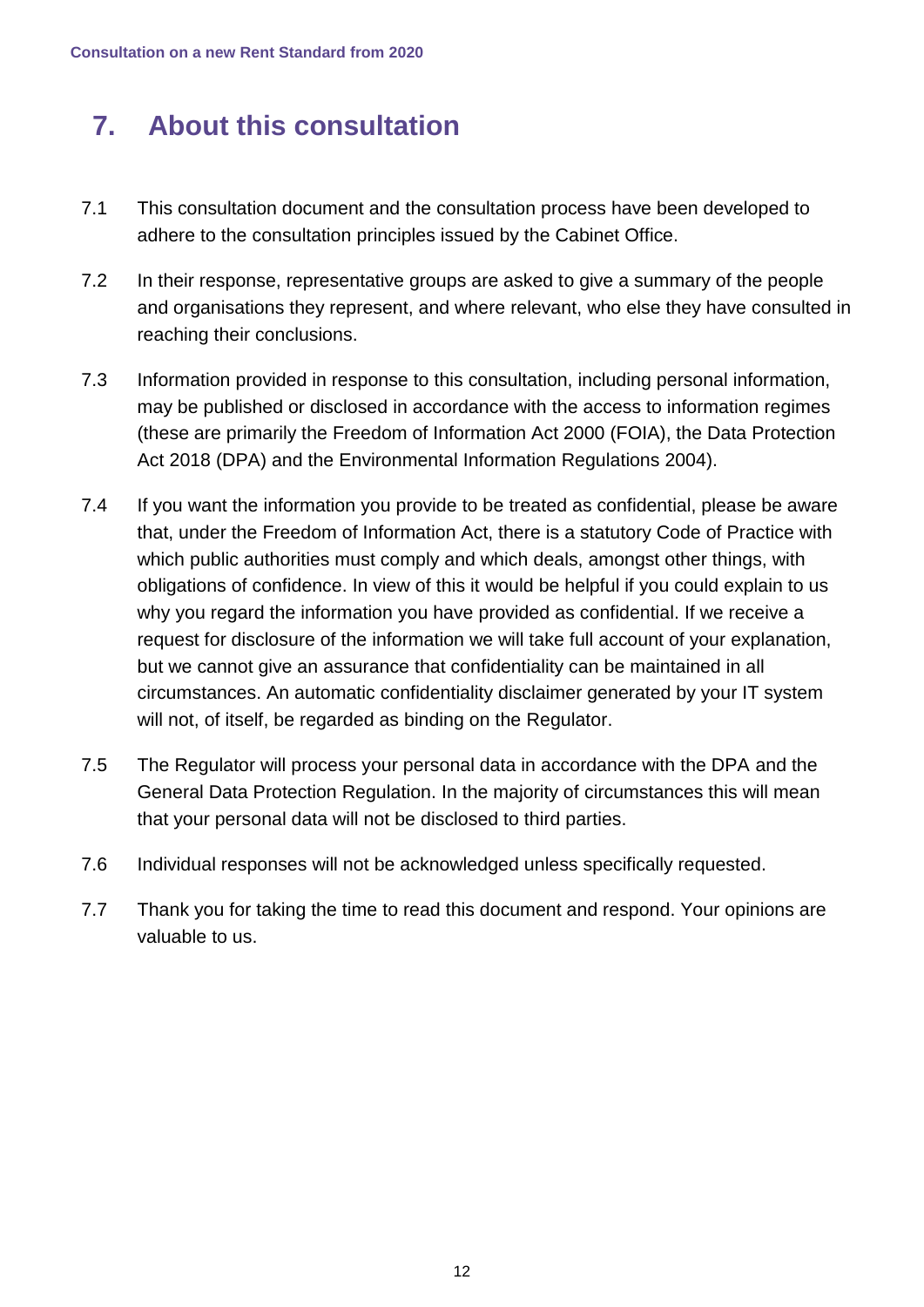# 7. About this consultation

7.1 This consultation document and the consultation process have been developed to adhere to the consultation principles issued by the Cabinet Office.

7.2 In their response, representative groups are asked to give a summary of the people and organisations they represent, and where relevant, who else they have consulted in reaching their conclusions.

7.3 Information provided in response to this consultation, including personal information, may be published or disclosed in accordance with the access to information regimes (these are primarily the Freedom of Information Act 2000 (FOIA), the Data Protection Act 2018 (DPA) and the Environmental Information Regulations 2004).

7.4 If you want the information you provide to be treated as confidential, please be aware that, under the Freedom of Information Act, there is a statutory Code of Practice with which public authorities must comply and which deals, amongst other things, with obligations of confidence. In view of this it would be helpful if you could explain to us why you regard the information you have provided as confidential. If we receive a request for disclosure of the information we will take full account of your explanation, but we cannot give an assurance that confidentiality can be maintained in all circumstances. An automatic confidentiality disclaimer generated by your IT system will not, of itself, be regarded as binding on the Regulator.

7.5 The Regulator will process your personal data in accordance with the DPA and the General Data Protection Regulation. In the majority of circumstances this will mean that your personal data will not be disclosed to third parties.

7.6 Individual responses will not be acknowledged unless specifically requested.

7.7 Thank you for taking the time to read this document and respond. Your opinions are valuable to us.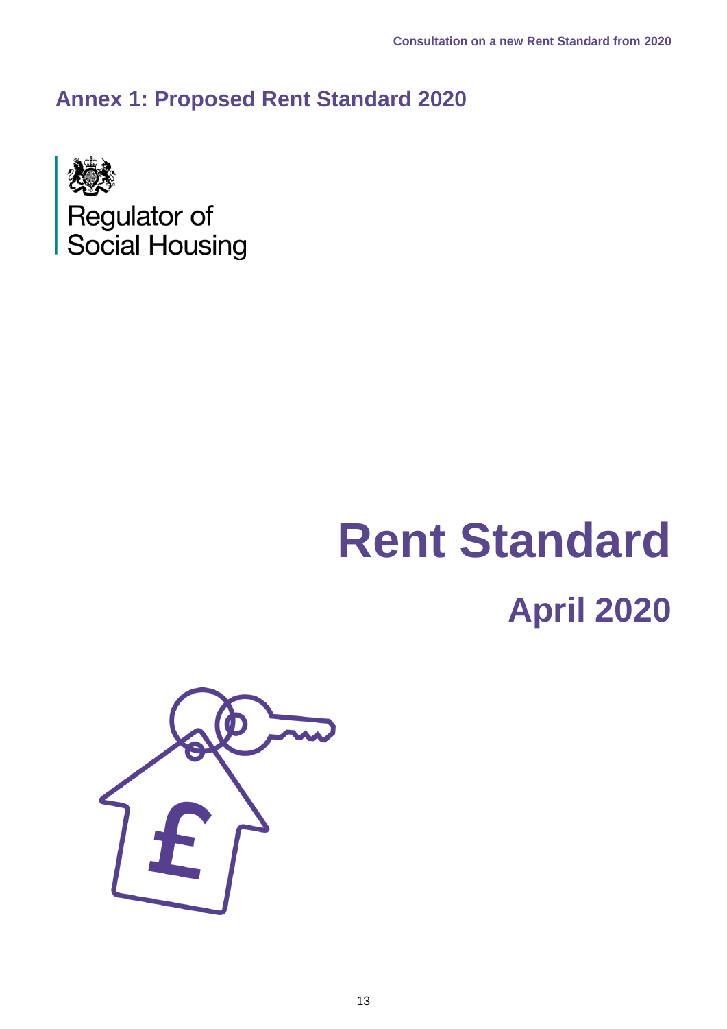## Annex 1: Proposed Rent Standard 2020

Regulator of Social Housing

# Rent Standard

## April 2020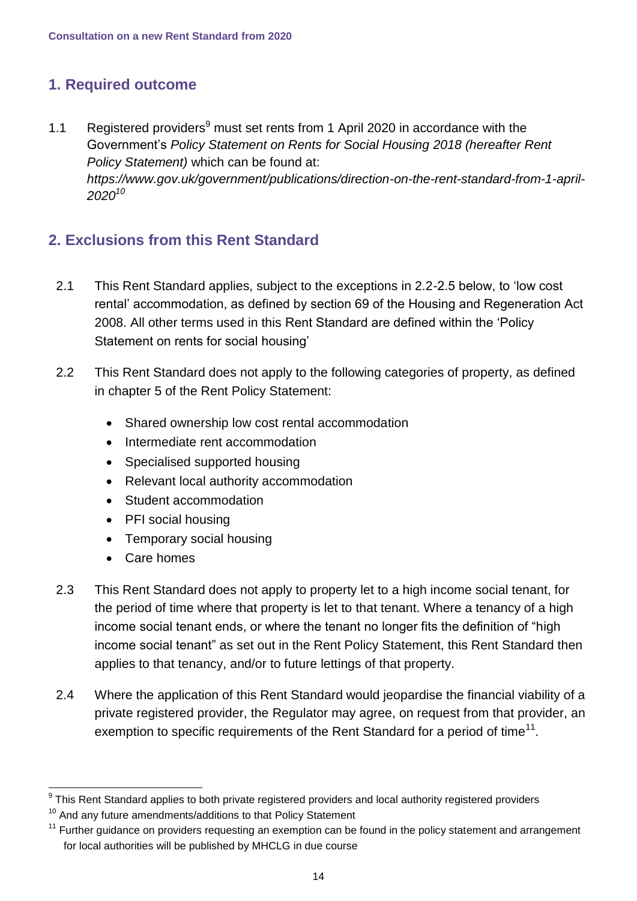## 1. Required outcome

1.1 Registered providers[9] must set rents from 1 April 2020 in accordance with the Government's *Policy Statement on Rents for Social Housing 2018 (hereafter Rent Policy Statement)* which can be found at: *https://www.gov.uk/government/publications/direction-on-the-rent-standard-from-1-april-2020*[10]

## 2. Exclusions from this Rent Standard

2.1 This Rent Standard applies, subject to the exceptions in 2.2-2.5 below, to 'low cost rental' accommodation, as defined by section 69 of the Housing and Regeneration Act 2008. All other terms used in this Rent Standard are defined within the 'Policy Statement on rents for social housing'

2.2 This Rent Standard does not apply to the following categories of property, as defined in chapter 5 of the Rent Policy Statement:

- Shared ownership low cost rental accommodation
- Intermediate rent accommodation
- Specialised supported housing
- Relevant local authority accommodation
- Student accommodation
- PFI social housing
- Temporary social housing
- Care homes

2.3 This Rent Standard does not apply to property let to a high income social tenant, for the period of time where that property is let to that tenant. Where a tenancy of a high income social tenant ends, or where the tenant no longer fits the definition of "high income social tenant" as set out in the Rent Policy Statement, this Rent Standard then applies to that tenancy, and/or to future lettings of that property.

2.4 Where the application of this Rent Standard would jeopardise the financial viability of a private registered provider, the Regulator may agree, on request from that provider, an exemption to specific requirements of the Rent Standard for a period of time[11].

---

[9] This Rent Standard applies to both private registered providers and local authority registered providers

[10] And any future amendments/additions to that Policy Statement

[11] Further guidance on providers requesting an exemption can be found in the policy statement and arrangement for local authorities will be published by MHCLG in due course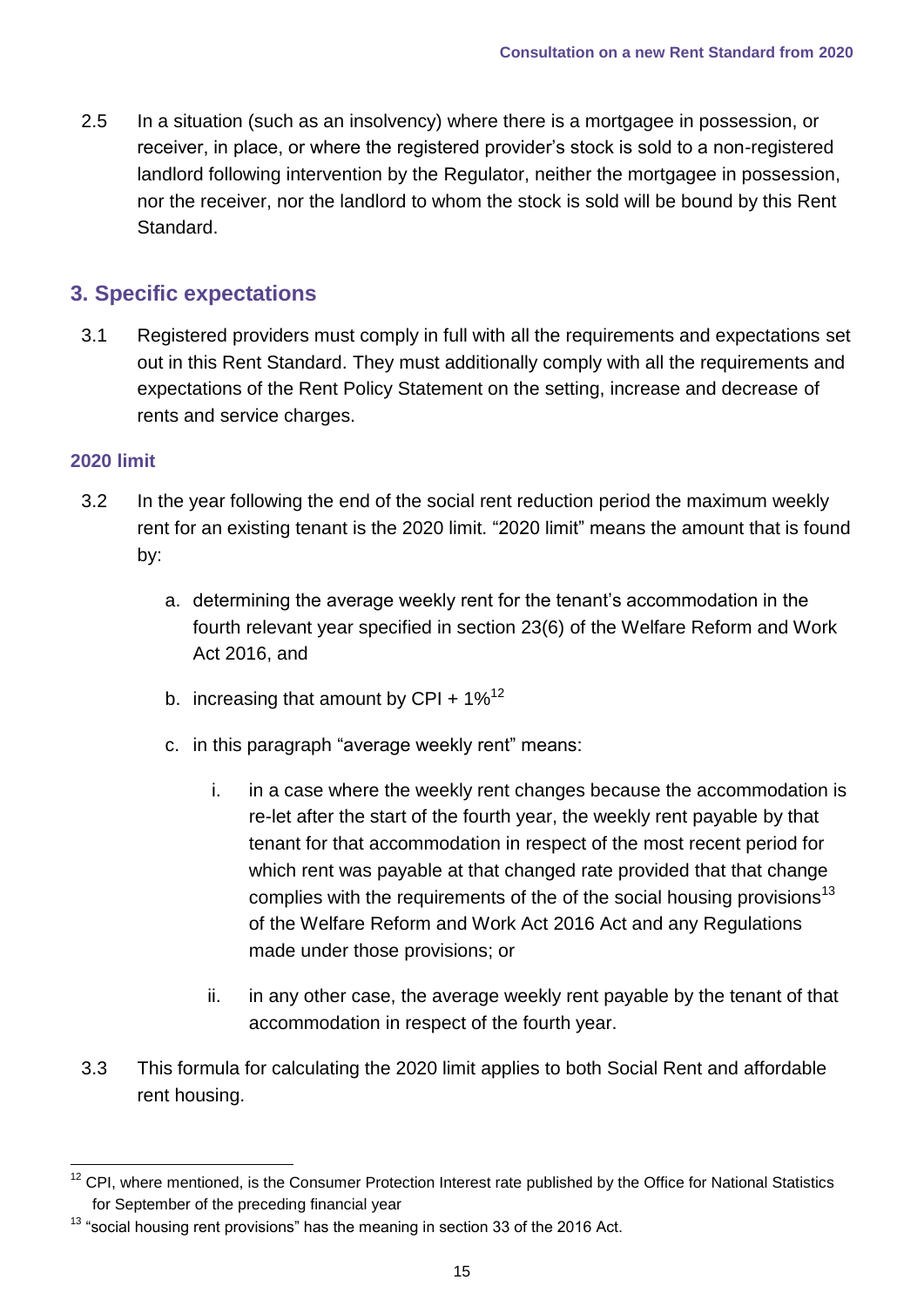2.5 In a situation (such as an insolvency) where there is a mortgagee in possession, or receiver, in place, or where the registered provider's stock is sold to a non-registered landlord following intervention by the Regulator, neither the mortgagee in possession, nor the receiver, nor the landlord to whom the stock is sold will be bound by this Rent Standard.

## 3. Specific expectations

3.1 Registered providers must comply in full with all the requirements and expectations set out in this Rent Standard. They must additionally comply with all the requirements and expectations of the Rent Policy Statement on the setting, increase and decrease of rents and service charges.

### 2020 limit

3.2 In the year following the end of the social rent reduction period the maximum weekly rent for an existing tenant is the 2020 limit. "2020 limit" means the amount that is found by:

a. determining the average weekly rent for the tenant's accommodation in the fourth relevant year specified in section 23(6) of the Welfare Reform and Work Act 2016, and

b. increasing that amount by CPI + 1%[12]

c. in this paragraph "average weekly rent" means:

   i. in a case where the weekly rent changes because the accommodation is re-let after the start of the fourth year, the weekly rent payable by that tenant for that accommodation in respect of the most recent period for which rent was payable at that changed rate provided that that change complies with the requirements of the of the social housing provisions[13] of the Welfare Reform and Work Act 2016 Act and any Regulations made under those provisions; or

   ii. in any other case, the average weekly rent payable by the tenant of that accommodation in respect of the fourth year.

3.3 This formula for calculating the 2020 limit applies to both Social Rent and affordable rent housing.

---

[12] CPI, where mentioned, is the Consumer Protection Interest rate published by the Office for National Statistics for September of the preceding financial year

[13] "social housing rent provisions" has the meaning in section 33 of the 2016 Act.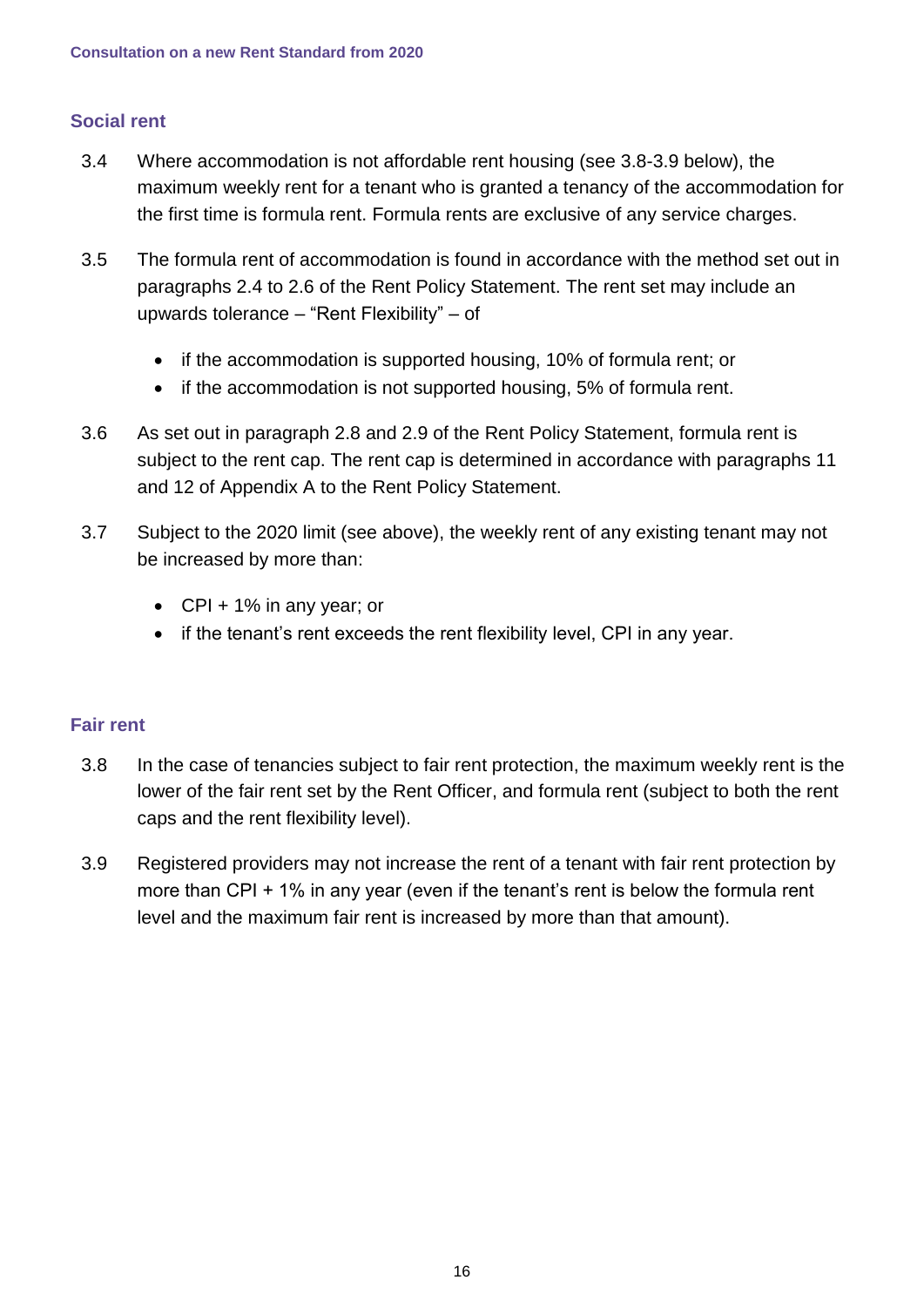### Social rent

3.4 Where accommodation is not affordable rent housing (see 3.8-3.9 below), the maximum weekly rent for a tenant who is granted a tenancy of the accommodation for the first time is formula rent. Formula rents are exclusive of any service charges.

3.5 The formula rent of accommodation is found in accordance with the method set out in paragraphs 2.4 to 2.6 of the Rent Policy Statement. The rent set may include an upwards tolerance – "Rent Flexibility" – of

- if the accommodation is supported housing, 10% of formula rent; or
- if the accommodation is not supported housing, 5% of formula rent.

3.6 As set out in paragraph 2.8 and 2.9 of the Rent Policy Statement, formula rent is subject to the rent cap. The rent cap is determined in accordance with paragraphs 11 and 12 of Appendix A to the Rent Policy Statement.

3.7 Subject to the 2020 limit (see above), the weekly rent of any existing tenant may not be increased by more than:

- CPI + 1% in any year; or
- if the tenant's rent exceeds the rent flexibility level, CPI in any year.

### Fair rent

3.8 In the case of tenancies subject to fair rent protection, the maximum weekly rent is the lower of the fair rent set by the Rent Officer, and formula rent (subject to both the rent caps and the rent flexibility level).

3.9 Registered providers may not increase the rent of a tenant with fair rent protection by more than CPI + 1% in any year (even if the tenant's rent is below the formula rent level and the maximum fair rent is increased by more than that amount).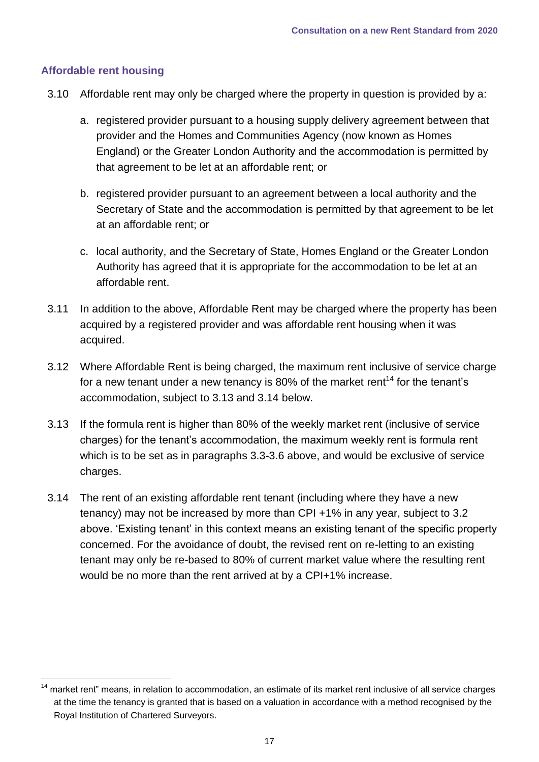### Affordable rent housing

3.10 Affordable rent may only be charged where the property in question is provided by a:

a. registered provider pursuant to a housing supply delivery agreement between that provider and the Homes and Communities Agency (now known as Homes England) or the Greater London Authority and the accommodation is permitted by that agreement to be let at an affordable rent; or

b. registered provider pursuant to an agreement between a local authority and the Secretary of State and the accommodation is permitted by that agreement to be let at an affordable rent; or

c. local authority, and the Secretary of State, Homes England or the Greater London Authority has agreed that it is appropriate for the accommodation to be let at an affordable rent.

3.11 In addition to the above, Affordable Rent may be charged where the property has been acquired by a registered provider and was affordable rent housing when it was acquired.

3.12 Where Affordable Rent is being charged, the maximum rent inclusive of service charge for a new tenant under a new tenancy is 80% of the market rent[14] for the tenant's accommodation, subject to 3.13 and 3.14 below.

3.13 If the formula rent is higher than 80% of the weekly market rent (inclusive of service charges) for the tenant's accommodation, the maximum weekly rent is formula rent which is to be set as in paragraphs 3.3-3.6 above, and would be exclusive of service charges.

3.14 The rent of an existing affordable rent tenant (including where they have a new tenancy) may not be increased by more than CPI +1% in any year, subject to 3.2 above. 'Existing tenant' in this context means an existing tenant of the specific property concerned. For the avoidance of doubt, the revised rent on re-letting to an existing tenant may only be re-based to 80% of current market value where the resulting rent would be no more than the rent arrived at by a CPI+1% increase.

---

[14] market rent" means, in relation to accommodation, an estimate of its market rent inclusive of all service charges at the time the tenancy is granted that is based on a valuation in accordance with a method recognised by the Royal Institution of Chartered Surveyors.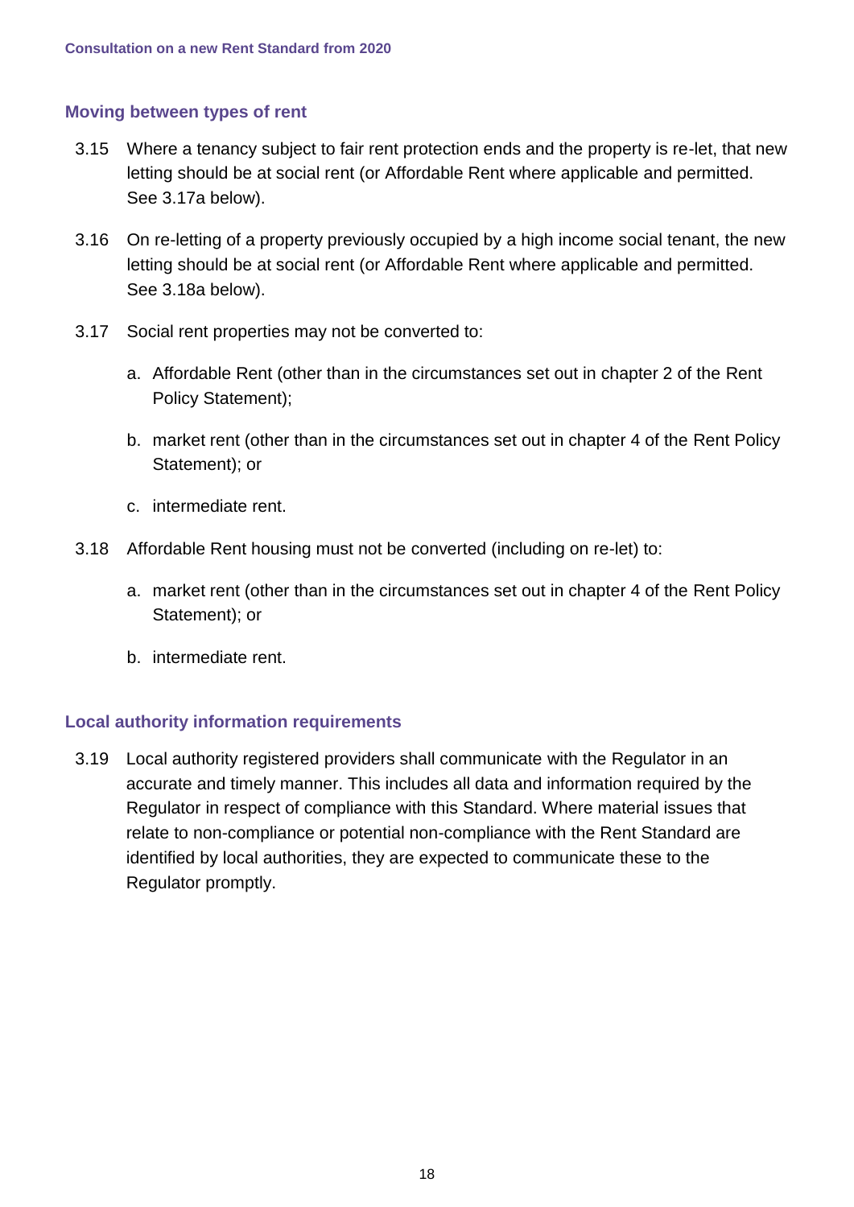### Moving between types of rent

3.15 Where a tenancy subject to fair rent protection ends and the property is re-let, that new letting should be at social rent (or Affordable Rent where applicable and permitted. See 3.17a below).

3.16 On re-letting of a property previously occupied by a high income social tenant, the new letting should be at social rent (or Affordable Rent where applicable and permitted. See 3.18a below).

3.17 Social rent properties may not be converted to:

a. Affordable Rent (other than in the circumstances set out in chapter 2 of the Rent Policy Statement);

b. market rent (other than in the circumstances set out in chapter 4 of the Rent Policy Statement); or

c. intermediate rent.

3.18 Affordable Rent housing must not be converted (including on re-let) to:

a. market rent (other than in the circumstances set out in chapter 4 of the Rent Policy Statement); or

b. intermediate rent.

### Local authority information requirements

3.19 Local authority registered providers shall communicate with the Regulator in an accurate and timely manner. This includes all data and information required by the Regulator in respect of compliance with this Standard. Where material issues that relate to non-compliance or potential non-compliance with the Rent Standard are identified by local authorities, they are expected to communicate these to the Regulator promptly.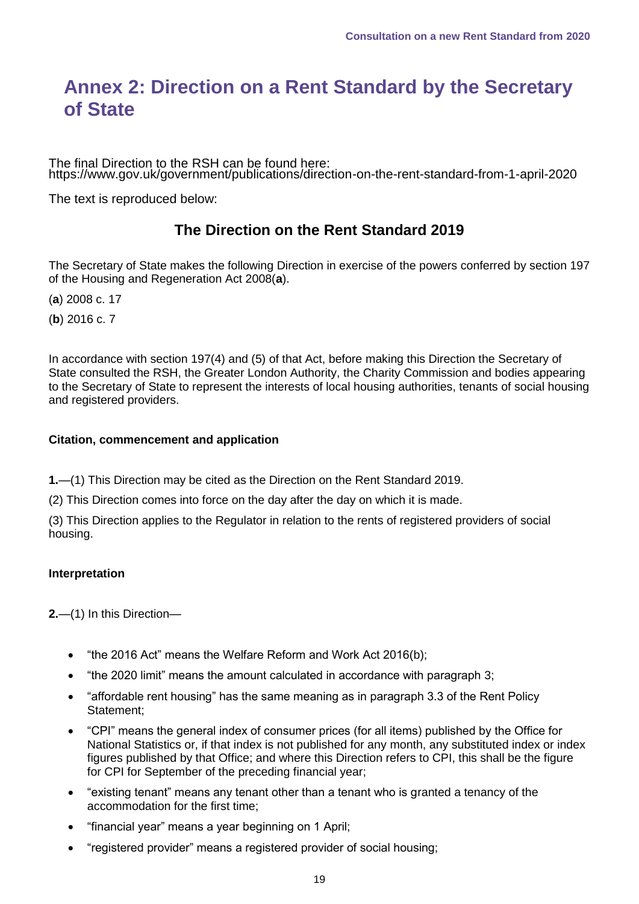# Annex 2: Direction on a Rent Standard by the Secretary of State

The final Direction to the RSH can be found here: https://www.gov.uk/government/publications/direction-on-the-rent-standard-from-1-april-2020

The text is reproduced below:

## The Direction on the Rent Standard 2019

The Secretary of State makes the following Direction in exercise of the powers conferred by section 197 of the Housing and Regeneration Act 2008(**a**).

(**a**) 2008 c. 17

(**b**) 2016 c. 7

In accordance with section 197(4) and (5) of that Act, before making this Direction the Secretary of State consulted the RSH, the Greater London Authority, the Charity Commission and bodies appearing to the Secretary of State to represent the interests of local housing authorities, tenants of social housing and registered providers.

#### Citation, commencement and application

**1.**—(1) This Direction may be cited as the Direction on the Rent Standard 2019.

(2) This Direction comes into force on the day after the day on which it is made.

(3) This Direction applies to the Regulator in relation to the rents of registered providers of social housing.

#### Interpretation

**2.**—(1) In this Direction—

- “the 2016 Act” means the Welfare Reform and Work Act 2016(b);
- “the 2020 limit” means the amount calculated in accordance with paragraph 3;
- “affordable rent housing” has the same meaning as in paragraph 3.3 of the Rent Policy Statement;
- “CPI” means the general index of consumer prices (for all items) published by the Office for National Statistics or, if that index is not published for any month, any substituted index or index figures published by that Office; and where this Direction refers to CPI, this shall be the figure for CPI for September of the preceding financial year;
- “existing tenant” means any tenant other than a tenant who is granted a tenancy of the accommodation for the first time;
- “financial year” means a year beginning on 1 April;
- “registered provider” means a registered provider of social housing;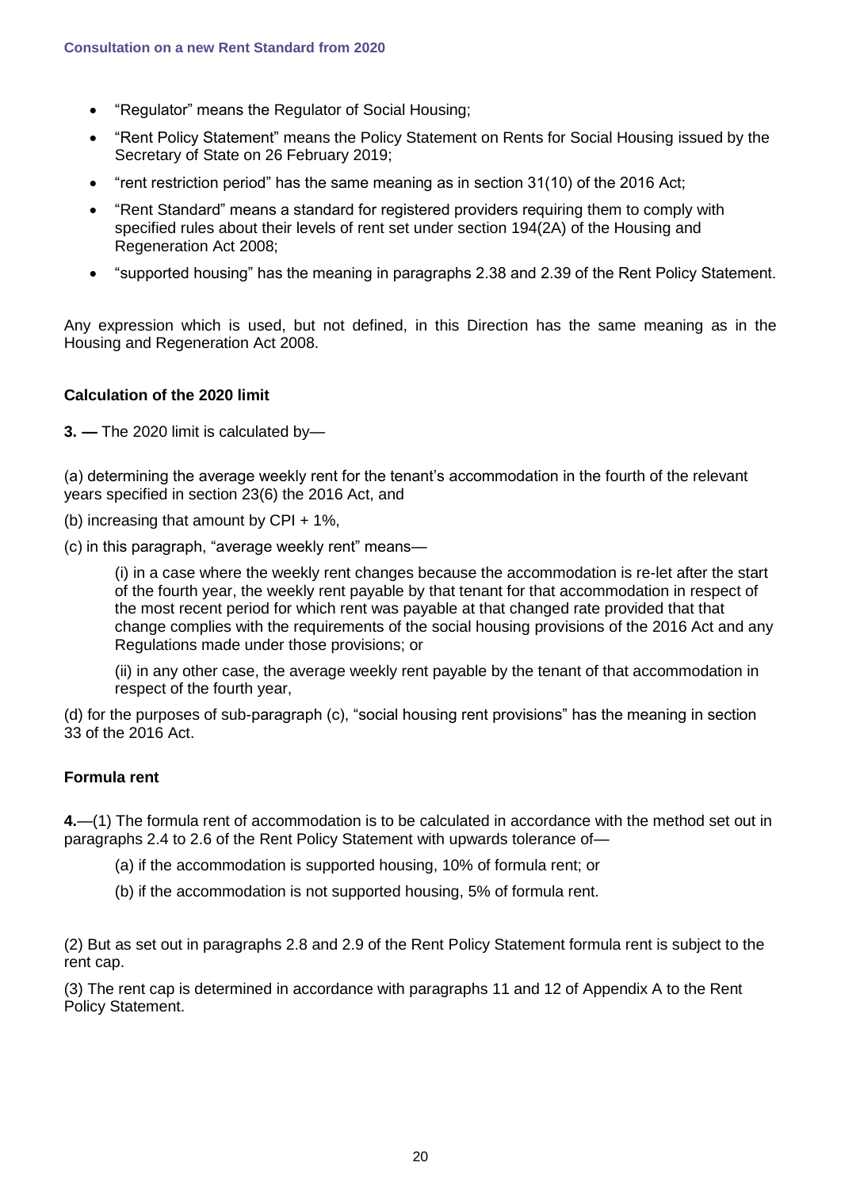- "Regulator" means the Regulator of Social Housing;
- "Rent Policy Statement" means the Policy Statement on Rents for Social Housing issued by the Secretary of State on 26 February 2019;
- "rent restriction period" has the same meaning as in section 31(10) of the 2016 Act;
- "Rent Standard" means a standard for registered providers requiring them to comply with specified rules about their levels of rent set under section 194(2A) of the Housing and Regeneration Act 2008;
- "supported housing" has the meaning in paragraphs 2.38 and 2.39 of the Rent Policy Statement.

Any expression which is used, but not defined, in this Direction has the same meaning as in the Housing and Regeneration Act 2008.

**Calculation of the 2020 limit**

**3. —** The 2020 limit is calculated by—

(a) determining the average weekly rent for the tenant's accommodation in the fourth of the relevant years specified in section 23(6) the 2016 Act, and

(b) increasing that amount by CPI + 1%,

(c) in this paragraph, "average weekly rent" means—

> (i) in a case where the weekly rent changes because the accommodation is re-let after the start of the fourth year, the weekly rent payable by that tenant for that accommodation in respect of the most recent period for which rent was payable at that changed rate provided that that change complies with the requirements of the social housing provisions of the 2016 Act and any Regulations made under those provisions; or
>
> (ii) in any other case, the average weekly rent payable by the tenant of that accommodation in respect of the fourth year,

(d) for the purposes of sub-paragraph (c), "social housing rent provisions" has the meaning in section 33 of the 2016 Act.

**Formula rent**

**4.**—(1) The formula rent of accommodation is to be calculated in accordance with the method set out in paragraphs 2.4 to 2.6 of the Rent Policy Statement with upwards tolerance of—

> (a) if the accommodation is supported housing, 10% of formula rent; or
>
> (b) if the accommodation is not supported housing, 5% of formula rent.

(2) But as set out in paragraphs 2.8 and 2.9 of the Rent Policy Statement formula rent is subject to the rent cap.

(3) The rent cap is determined in accordance with paragraphs 11 and 12 of Appendix A to the Rent Policy Statement.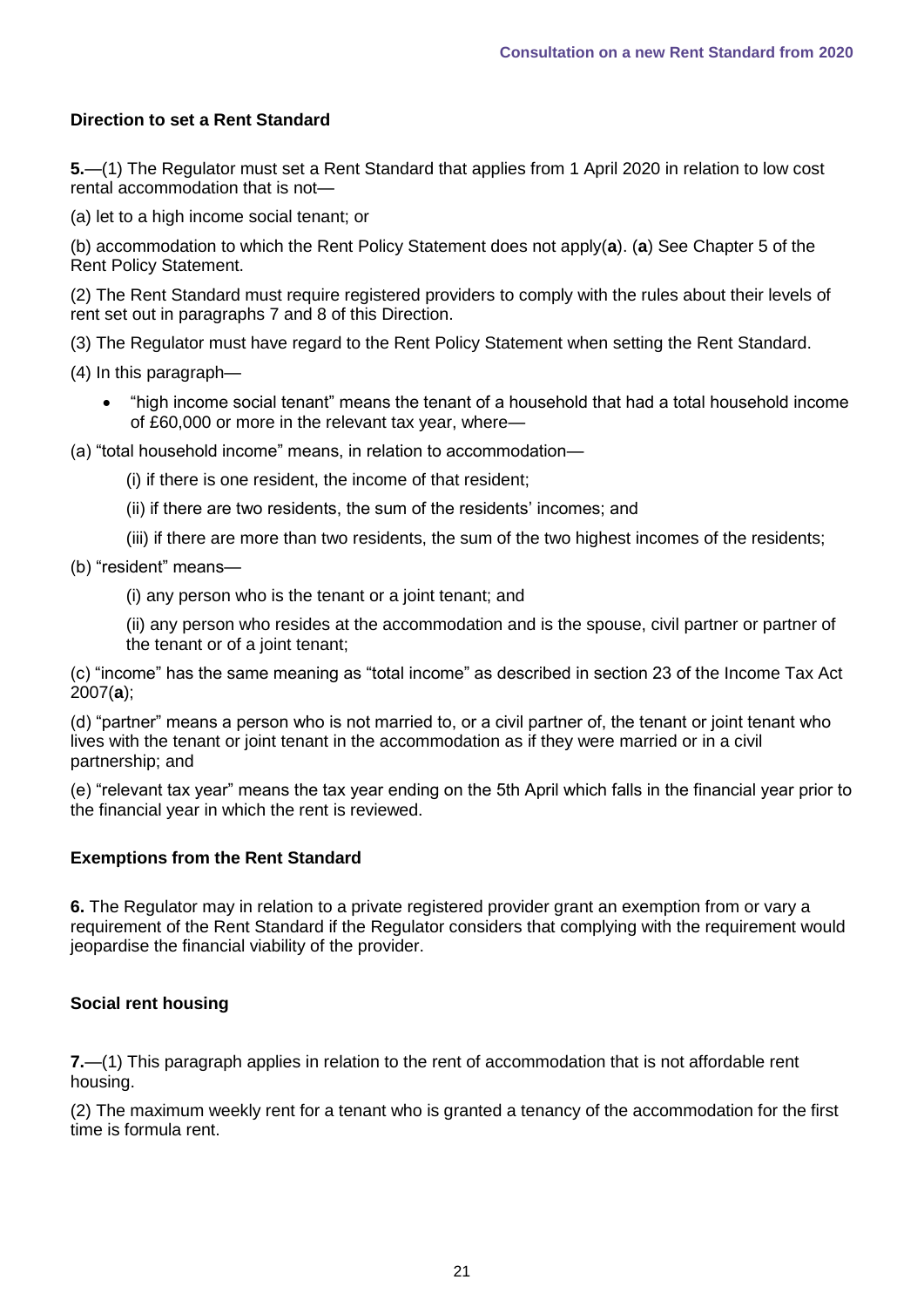### Direction to set a Rent Standard

**5.**—(1) The Regulator must set a Rent Standard that applies from 1 April 2020 in relation to low cost rental accommodation that is not—

(a) let to a high income social tenant; or

(b) accommodation to which the Rent Policy Statement does not apply(**a**). (**a**) See Chapter 5 of the Rent Policy Statement.

(2) The Rent Standard must require registered providers to comply with the rules about their levels of rent set out in paragraphs 7 and 8 of this Direction.

(3) The Regulator must have regard to the Rent Policy Statement when setting the Rent Standard.

(4) In this paragraph—

- "high income social tenant" means the tenant of a household that had a total household income of £60,000 or more in the relevant tax year, where—

(a) "total household income" means, in relation to accommodation—

(i) if there is one resident, the income of that resident;

(ii) if there are two residents, the sum of the residents' incomes; and

(iii) if there are more than two residents, the sum of the two highest incomes of the residents;

(b) "resident" means—

(i) any person who is the tenant or a joint tenant; and

(ii) any person who resides at the accommodation and is the spouse, civil partner or partner of the tenant or of a joint tenant;

(c) "income" has the same meaning as "total income" as described in section 23 of the Income Tax Act 2007(**a**);

(d) "partner" means a person who is not married to, or a civil partner of, the tenant or joint tenant who lives with the tenant or joint tenant in the accommodation as if they were married or in a civil partnership; and

(e) "relevant tax year" means the tax year ending on the 5th April which falls in the financial year prior to the financial year in which the rent is reviewed.

### Exemptions from the Rent Standard

**6.** The Regulator may in relation to a private registered provider grant an exemption from or vary a requirement of the Rent Standard if the Regulator considers that complying with the requirement would jeopardise the financial viability of the provider.

### Social rent housing

**7.**—(1) This paragraph applies in relation to the rent of accommodation that is not affordable rent housing.

(2) The maximum weekly rent for a tenant who is granted a tenancy of the accommodation for the first time is formula rent.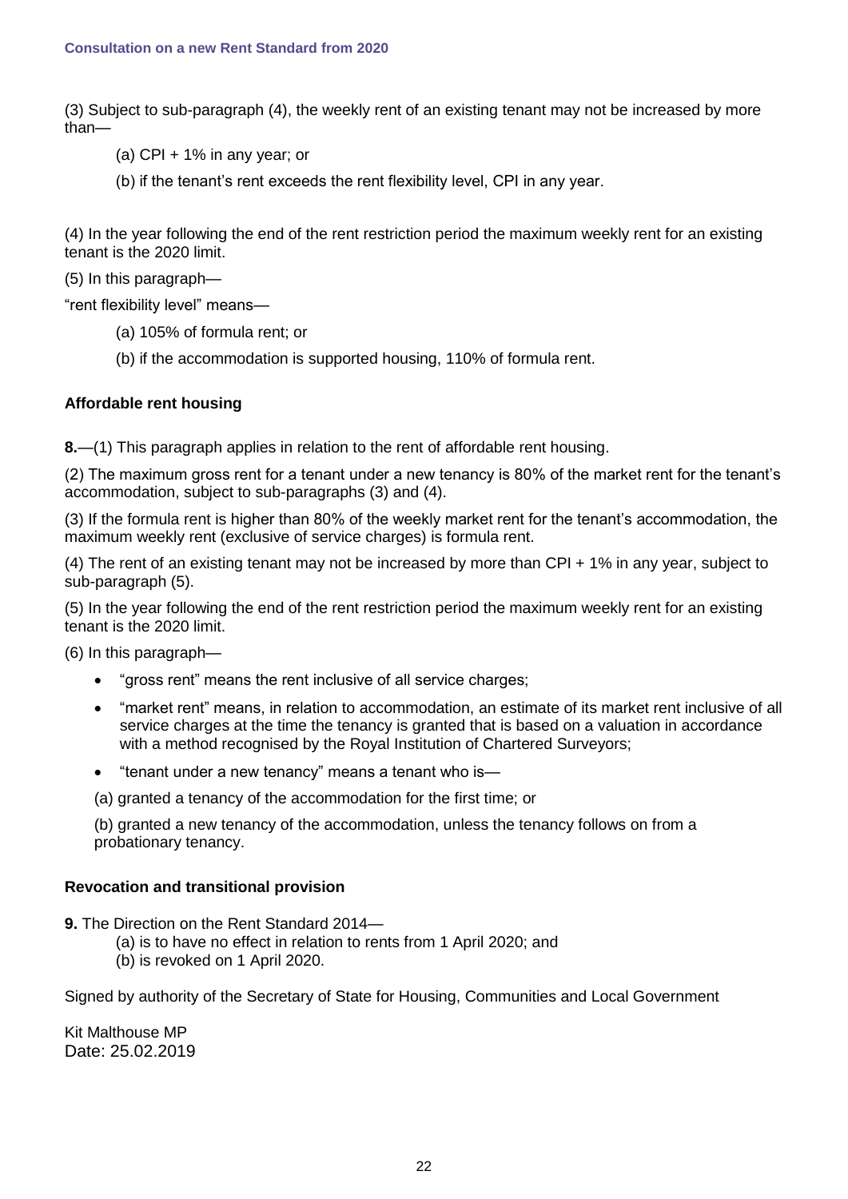(3) Subject to sub-paragraph (4), the weekly rent of an existing tenant may not be increased by more than—

(a) CPI + 1% in any year; or

(b) if the tenant's rent exceeds the rent flexibility level, CPI in any year.

(4) In the year following the end of the rent restriction period the maximum weekly rent for an existing tenant is the 2020 limit.

(5) In this paragraph—

"rent flexibility level" means—

(a) 105% of formula rent; or

(b) if the accommodation is supported housing, 110% of formula rent.

### Affordable rent housing

**8.**—(1) This paragraph applies in relation to the rent of affordable rent housing.

(2) The maximum gross rent for a tenant under a new tenancy is 80% of the market rent for the tenant's accommodation, subject to sub-paragraphs (3) and (4).

(3) If the formula rent is higher than 80% of the weekly market rent for the tenant's accommodation, the maximum weekly rent (exclusive of service charges) is formula rent.

(4) The rent of an existing tenant may not be increased by more than CPI + 1% in any year, subject to sub-paragraph (5).

(5) In the year following the end of the rent restriction period the maximum weekly rent for an existing tenant is the 2020 limit.

(6) In this paragraph—

- "gross rent" means the rent inclusive of all service charges;
- "market rent" means, in relation to accommodation, an estimate of its market rent inclusive of all service charges at the time the tenancy is granted that is based on a valuation in accordance with a method recognised by the Royal Institution of Chartered Surveyors;
- "tenant under a new tenancy" means a tenant who is—

(a) granted a tenancy of the accommodation for the first time; or

(b) granted a new tenancy of the accommodation, unless the tenancy follows on from a probationary tenancy.

### Revocation and transitional provision

**9.** The Direction on the Rent Standard 2014—

(a) is to have no effect in relation to rents from 1 April 2020; and

(b) is revoked on 1 April 2020.

Signed by authority of the Secretary of State for Housing, Communities and Local Government

Kit Malthouse MP
Date: 25.02.2019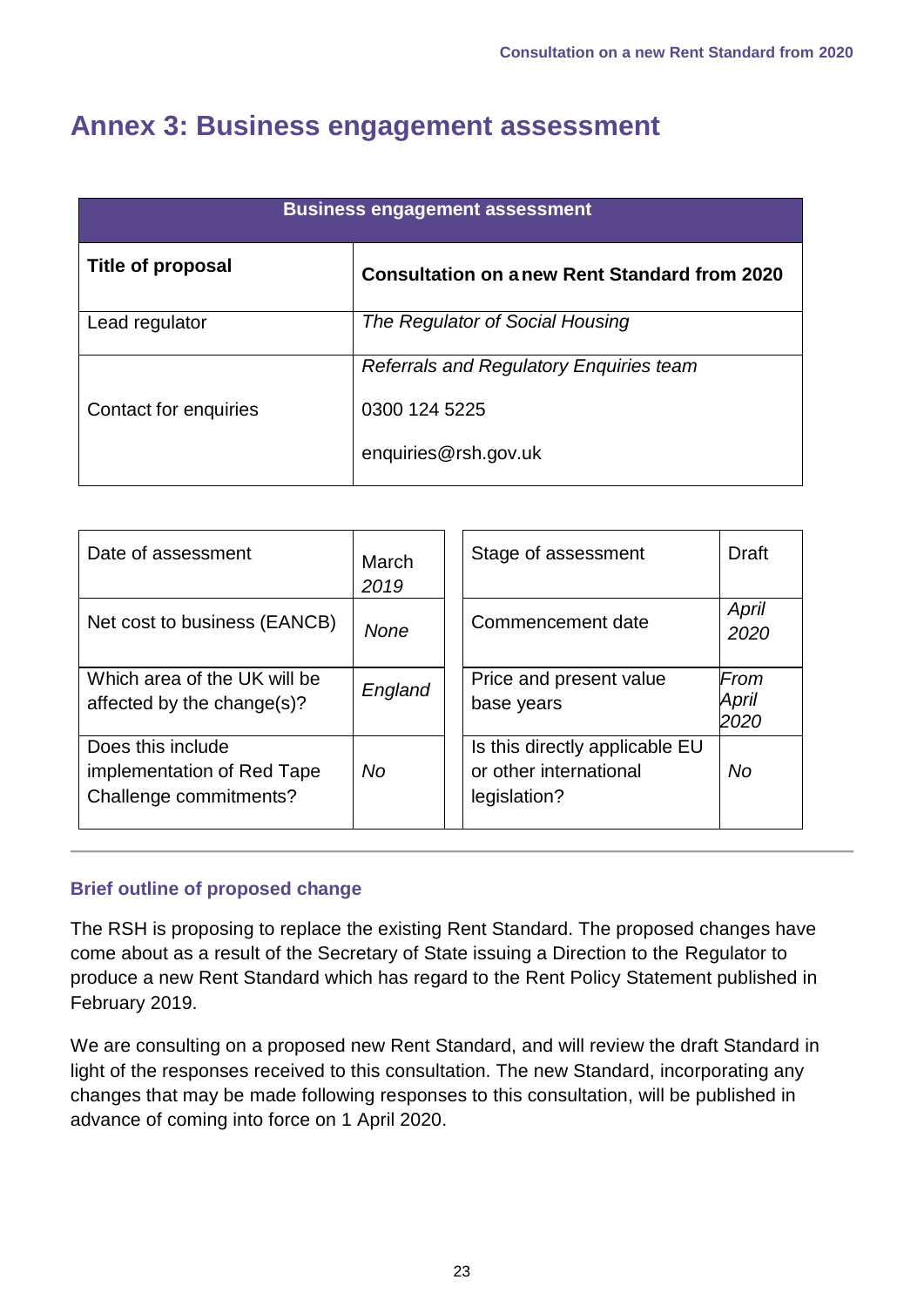# Annex 3: Business engagement assessment

| Business engagement assessment | |
|---|---|
| **Title of proposal** | **Consultation on a new Rent Standard from 2020** |
| Lead regulator | *The Regulator of Social Housing* |
| Contact for enquiries | *Referrals and Regulatory Enquiries team*<br><br>0300 124 5225<br><br>enquiries@rsh.gov.uk |

| | | | |
|---|---|---|---|
| Date of assessment | March *2019* | Stage of assessment | Draft |
| Net cost to business (EANCB) | *None* | Commencement date | *April 2020* |
| Which area of the UK will be affected by the change(s)? | *England* | Price and present value base years | *From April 2020* |
| Does this include implementation of Red Tape Challenge commitments? | *No* | Is this directly applicable EU or other international legislation? | *No* |

### Brief outline of proposed change

The RSH is proposing to replace the existing Rent Standard. The proposed changes have come about as a result of the Secretary of State issuing a Direction to the Regulator to produce a new Rent Standard which has regard to the Rent Policy Statement published in February 2019.

We are consulting on a proposed new Rent Standard, and will review the draft Standard in light of the responses received to this consultation. The new Standard, incorporating any changes that may be made following responses to this consultation, will be published in advance of coming into force on 1 April 2020.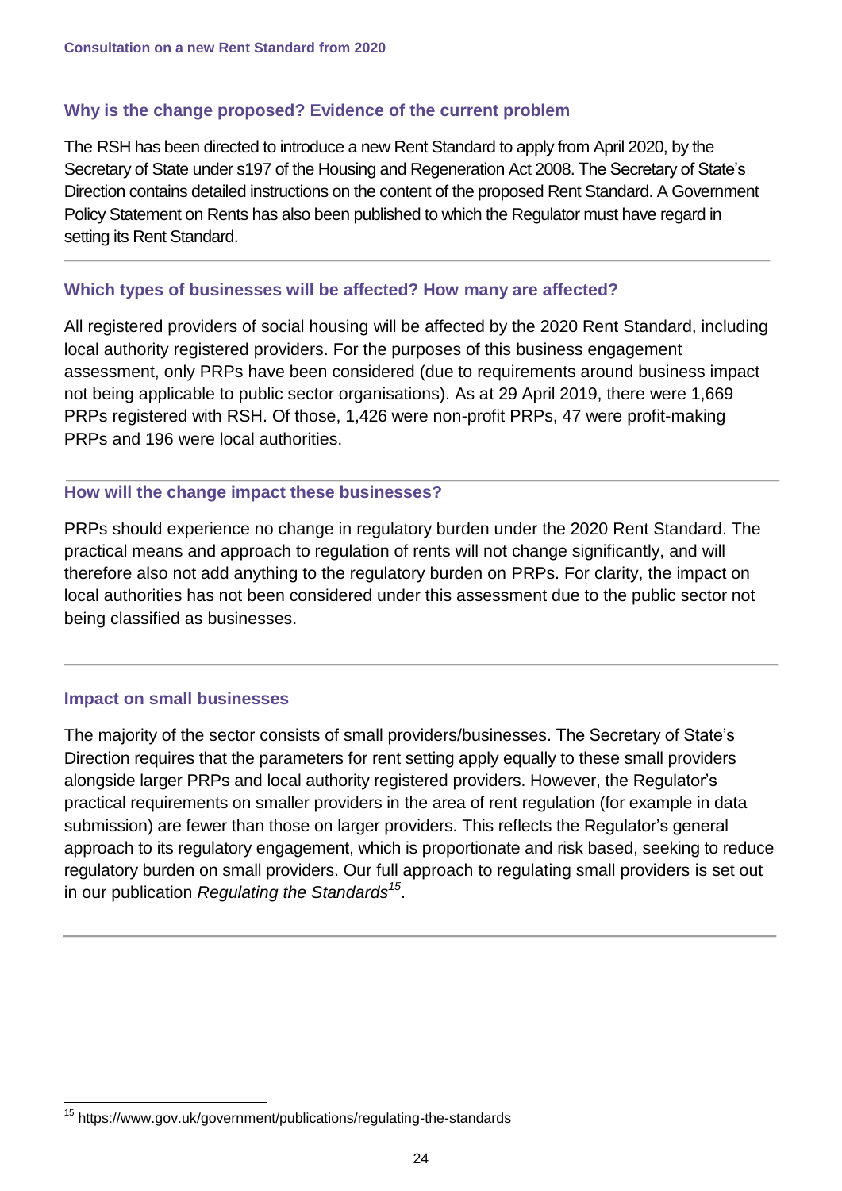### Why is the change proposed? Evidence of the current problem

The RSH has been directed to introduce a new Rent Standard to apply from April 2020, by the Secretary of State under s197 of the Housing and Regeneration Act 2008. The Secretary of State's Direction contains detailed instructions on the content of the proposed Rent Standard. A Government Policy Statement on Rents has also been published to which the Regulator must have regard in setting its Rent Standard.

---

### Which types of businesses will be affected? How many are affected?

All registered providers of social housing will be affected by the 2020 Rent Standard, including local authority registered providers. For the purposes of this business engagement assessment, only PRPs have been considered (due to requirements around business impact not being applicable to public sector organisations). As at 29 April 2019, there were 1,669 PRPs registered with RSH. Of those, 1,426 were non-profit PRPs, 47 were profit-making PRPs and 196 were local authorities.

---

### How will the change impact these businesses?

PRPs should experience no change in regulatory burden under the 2020 Rent Standard. The practical means and approach to regulation of rents will not change significantly, and will therefore also not add anything to the regulatory burden on PRPs. For clarity, the impact on local authorities has not been considered under this assessment due to the public sector not being classified as businesses.

---

### Impact on small businesses

The majority of the sector consists of small providers/businesses. The Secretary of State's Direction requires that the parameters for rent setting apply equally to these small providers alongside larger PRPs and local authority registered providers. However, the Regulator's practical requirements on smaller providers in the area of rent regulation (for example in data submission) are fewer than those on larger providers. This reflects the Regulator's general approach to its regulatory engagement, which is proportionate and risk based, seeking to reduce regulatory burden on small providers. Our full approach to regulating small providers is set out in our publication *Regulating the Standards*[15].

---

[15] https://www.gov.uk/government/publications/regulating-the-standards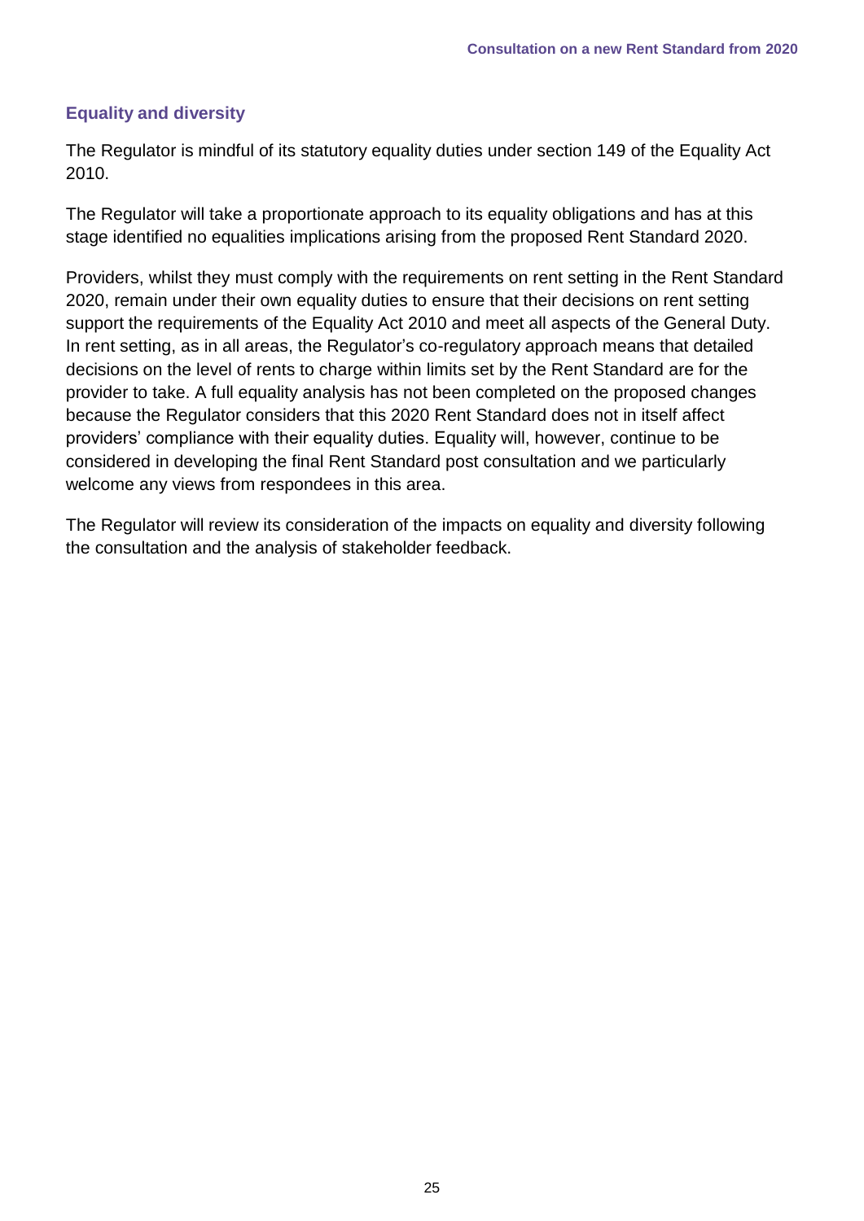### Equality and diversity

The Regulator is mindful of its statutory equality duties under section 149 of the Equality Act 2010.

The Regulator will take a proportionate approach to its equality obligations and has at this stage identified no equalities implications arising from the proposed Rent Standard 2020.

Providers, whilst they must comply with the requirements on rent setting in the Rent Standard 2020, remain under their own equality duties to ensure that their decisions on rent setting support the requirements of the Equality Act 2010 and meet all aspects of the General Duty. In rent setting, as in all areas, the Regulator's co-regulatory approach means that detailed decisions on the level of rents to charge within limits set by the Rent Standard are for the provider to take. A full equality analysis has not been completed on the proposed changes because the Regulator considers that this 2020 Rent Standard does not in itself affect providers' compliance with their equality duties. Equality will, however, continue to be considered in developing the final Rent Standard post consultation and we particularly welcome any views from respondees in this area.

The Regulator will review its consideration of the impacts on equality and diversity following the consultation and the analysis of stakeholder feedback.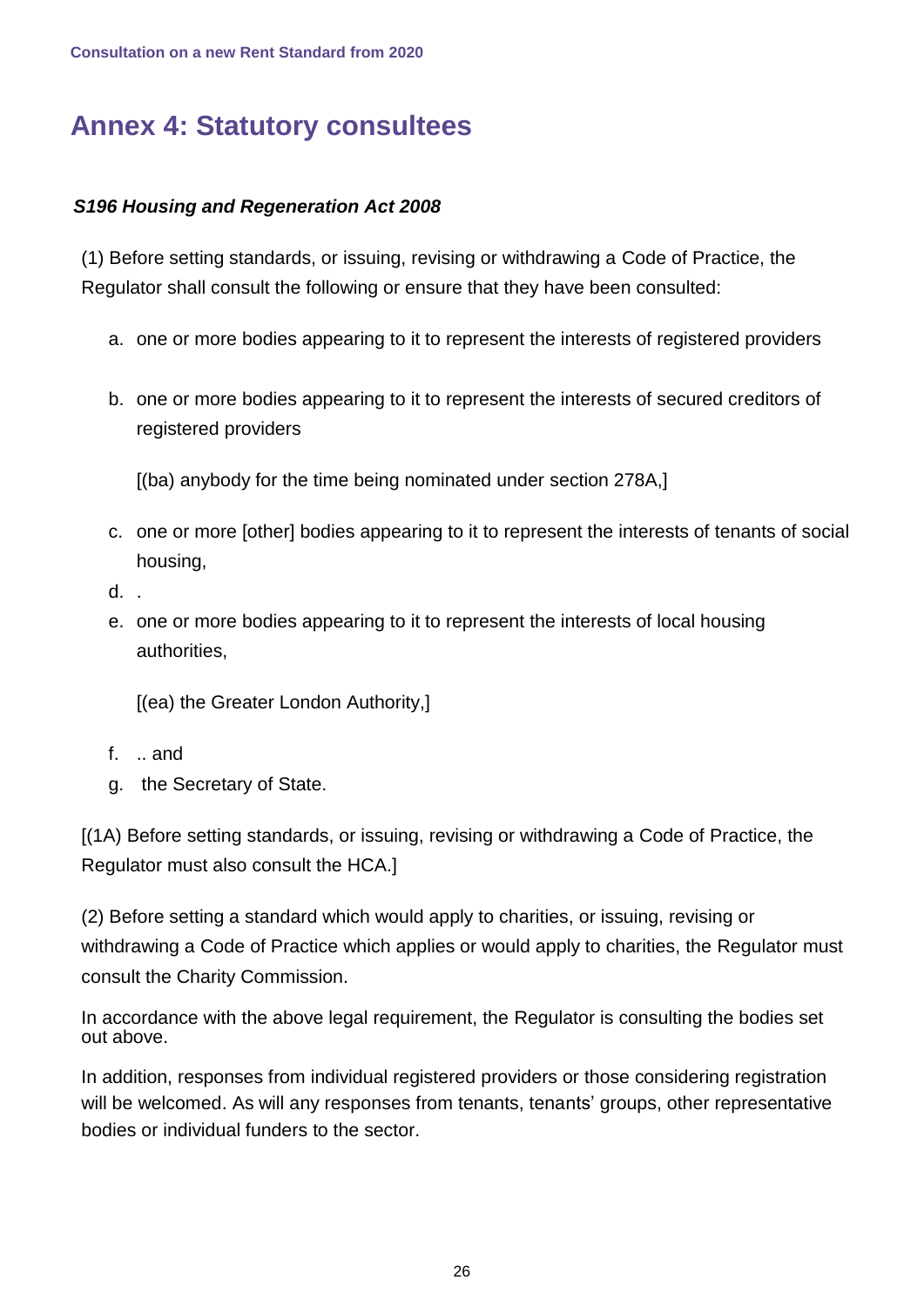# Annex 4: Statutory consultees

***S196 Housing and Regeneration Act 2008***

(1) Before setting standards, or issuing, revising or withdrawing a Code of Practice, the Regulator shall consult the following or ensure that they have been consulted:

a. one or more bodies appearing to it to represent the interests of registered providers

b. one or more bodies appearing to it to represent the interests of secured creditors of registered providers

   [(ba) anybody for the time being nominated under section 278A,]

c. one or more [other] bodies appearing to it to represent the interests of tenants of social housing,

d. .

e. one or more bodies appearing to it to represent the interests of local housing authorities,

   [(ea) the Greater London Authority,]

f. .. and

g. the Secretary of State.

[(1A) Before setting standards, or issuing, revising or withdrawing a Code of Practice, the Regulator must also consult the HCA.]

(2) Before setting a standard which would apply to charities, or issuing, revising or withdrawing a Code of Practice which applies or would apply to charities, the Regulator must consult the Charity Commission.

In accordance with the above legal requirement, the Regulator is consulting the bodies set out above.

In addition, responses from individual registered providers or those considering registration will be welcomed. As will any responses from tenants, tenants' groups, other representative bodies or individual funders to the sector.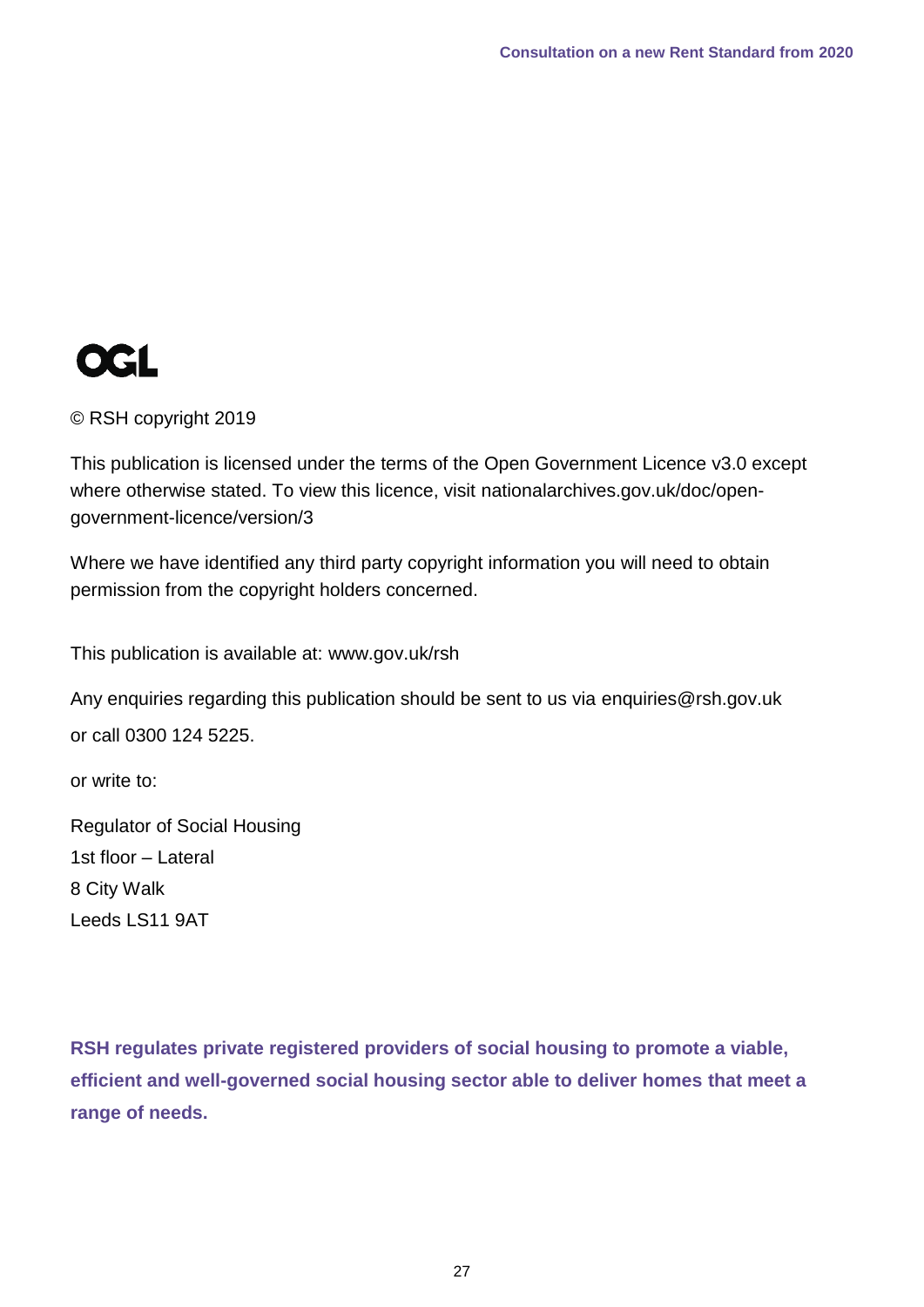OGL

© RSH copyright 2019

This publication is licensed under the terms of the Open Government Licence v3.0 except where otherwise stated. To view this licence, visit nationalarchives.gov.uk/doc/open-government-licence/version/3

Where we have identified any third party copyright information you will need to obtain permission from the copyright holders concerned.

This publication is available at: www.gov.uk/rsh

Any enquiries regarding this publication should be sent to us via enquiries@rsh.gov.uk

or call 0300 124 5225.

or write to:

Regulator of Social Housing
1st floor – Lateral
8 City Walk
Leeds LS11 9AT

**RSH regulates private registered providers of social housing to promote a viable, efficient and well-governed social housing sector able to deliver homes that meet a range of needs.**